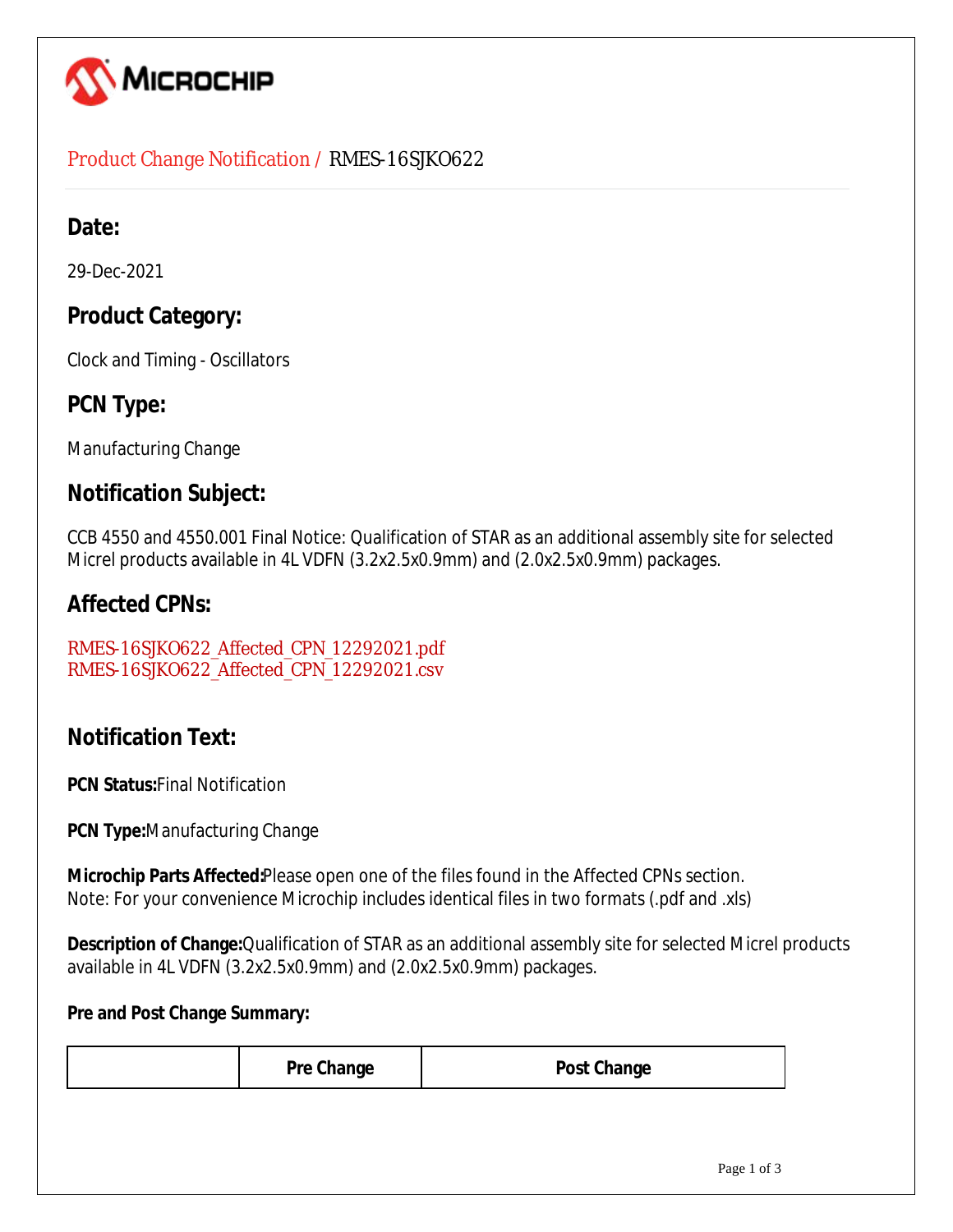Product Change Notification / RMES-16SJKO622

## Date:

29-Dec-2021

## Product Category:

Clock and Timing - Oscillators

## PCN Type:

Manufacturing Change

## Notification Subject:

CCB 4550 and 4550.001 Final Notice: Qualification of STAR as an additional assembly site for selected Micrel products available in 4L VDFN (3.2x2.5x0.9mm) and (2.0x2.5x0.9mm) packages.

## Affected CPNs:

RMES-16SJKO622_Affected_CPN_12292021.pdf
RMES-16SJKO622_Affected_CPN_12292021.csv

## Notification Text:

**PCN Status:** Final Notification

**PCN Type:** Manufacturing Change

**Microchip Parts Affected:** Please open one of the files found in the Affected CPNs section.
Note: For your convenience Microchip includes identical files in two formats (.pdf and .xls)

**Description of Change:** Qualification of STAR as an additional assembly site for selected Micrel products available in 4L VDFN (3.2x2.5x0.9mm) and (2.0x2.5x0.9mm) packages.

**Pre and Post Change Summary:**

| | Pre Change | Post Change |
|---|---|---|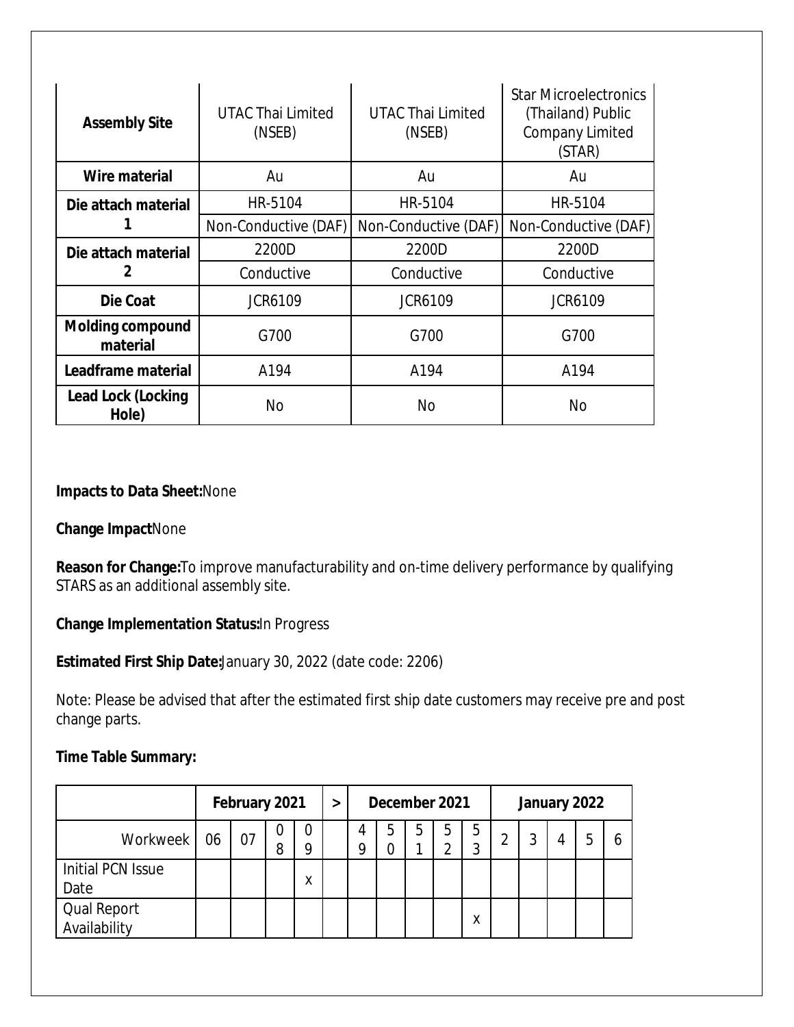| Assembly Site | UTAC Thai Limited (NSEB) | UTAC Thai Limited (NSEB) | Star Microelectronics (Thailand) Public Company Limited (STAR) |
|---|---|---|---|
| Wire material | Au | Au | Au |
| Die attach material 1 | HR-5104 | HR-5104 | HR-5104 |
| | Non-Conductive (DAF) | Non-Conductive (DAF) | Non-Conductive (DAF) |
| Die attach material 2 | 2200D | 2200D | 2200D |
| | Conductive | Conductive | Conductive |
| Die Coat | JCR6109 | JCR6109 | JCR6109 |
| Molding compound material | G700 | G700 | G700 |
| Leadframe material | A194 | A194 | A194 |
| Lead Lock (Locking Hole) | No | No | No |

**Impacts to Data Sheet:**None

**Change Impact**None

**Reason for Change:**To improve manufacturability and on-time delivery performance by qualifying STARS as an additional assembly site.

**Change Implementation Status:**In Progress

**Estimated First Ship Date:**January 30, 2022 (date code: 2206)

Note: Please be advised that after the estimated first ship date customers may receive pre and post change parts.

**Time Table Summary:**

| | February 2021 | | | | > | December 2021 | | | | | January 2022 | | | | |
|---|---|---|---|---|---|---|---|---|---|---|---|---|---|---|---|
| Workweek | 06 | 07 | 08 | 09 | | 49 | 50 | 51 | 52 | 53 | 2 | 3 | 4 | 5 | 6 |
| Initial PCN Issue Date | | | | x | | | | | | | | | | | |
| Qual Report Availability | | | | | | | | | | x | | | | | |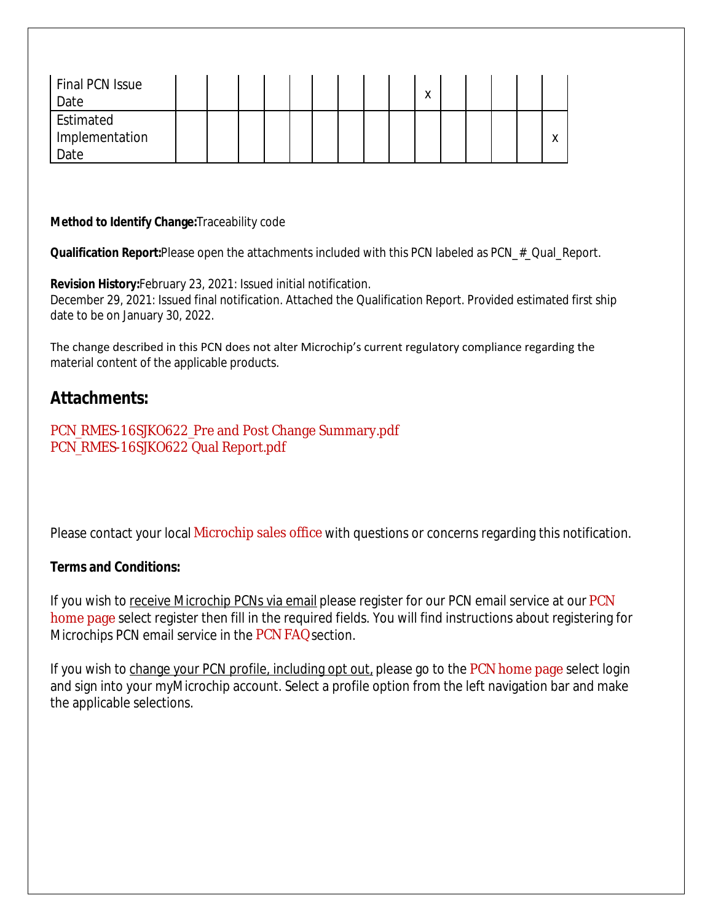| Final PCN Issue Date | | | | | | | | | x | | | | | |
|---|---|---|---|---|---|---|---|---|---|---|---|---|---|---|
| Estimated Implementation Date | | | | | | | | | | | | | | x |

**Method to Identify Change:**Traceability code

**Qualification Report:**Please open the attachments included with this PCN labeled as PCN_#_Qual_Report.

**Revision History:**February 23, 2021: Issued initial notification.
December 29, 2021: Issued final notification. Attached the Qualification Report. Provided estimated first ship date to be on January 30, 2022.

The change described in this PCN does not alter Microchip's current regulatory compliance regarding the material content of the applicable products.

## Attachments:

PCN_RMES-16SJKO622_Pre and Post Change Summary.pdf
PCN_RMES-16SJKO622 Qual Report.pdf

Please contact your local Microchip sales office with questions or concerns regarding this notification.

**Terms and Conditions:**

If you wish to receive Microchip PCNs via email please register for our PCN email service at our PCN home page select register then fill in the required fields. You will find instructions about registering for Microchips PCN email service in the PCN FAQ section.

If you wish to change your PCN profile, including opt out, please go to the PCN home page select login and sign into your myMicrochip account. Select a profile option from the left navigation bar and make the applicable selections.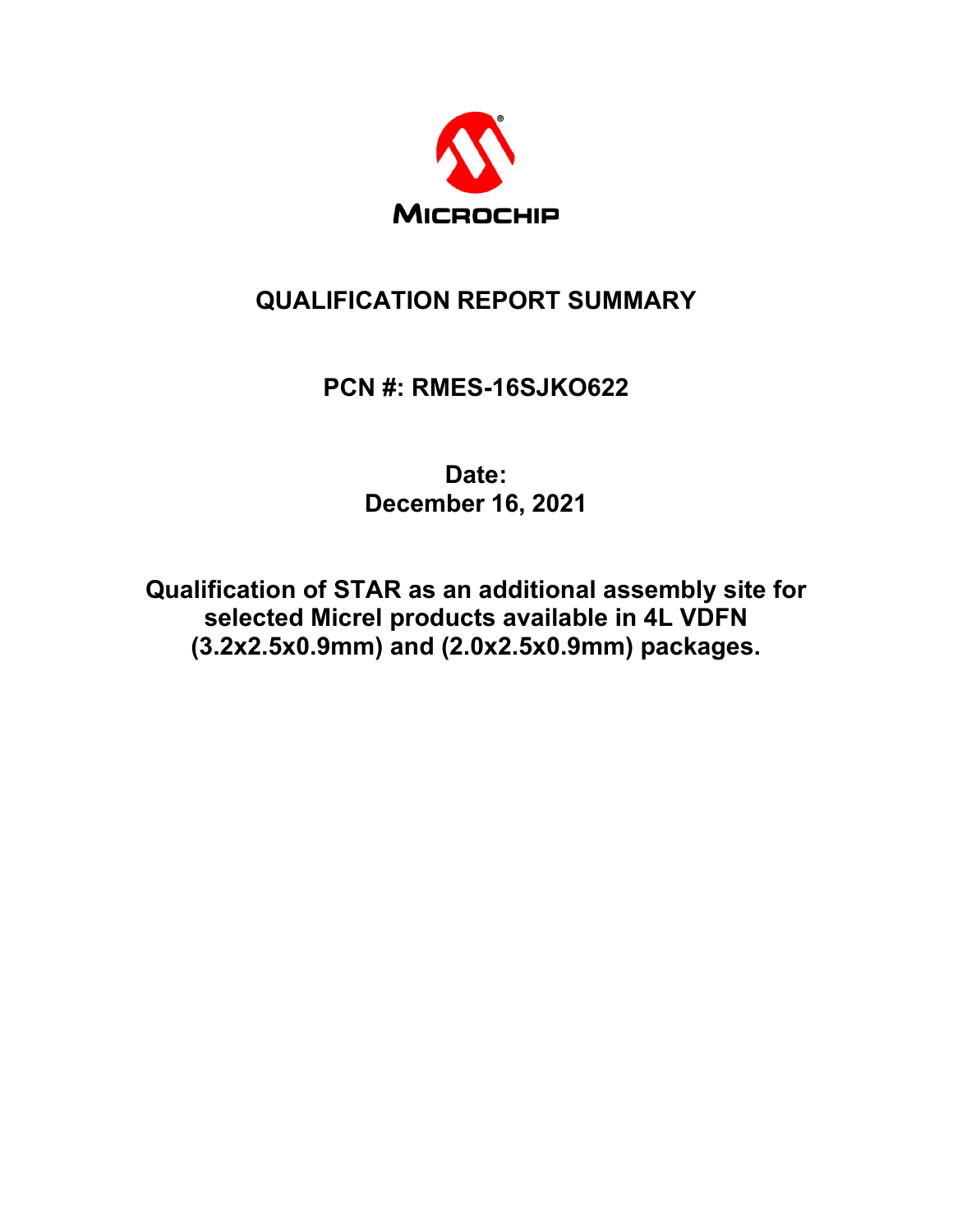MICROCHIP

# QUALIFICATION REPORT SUMMARY

## PCN #: RMES-16SJKO622

**Date:**
**December 16, 2021**

**Qualification of STAR as an additional assembly site for selected Micrel products available in 4L VDFN (3.2x2.5x0.9mm) and (2.0x2.5x0.9mm) packages.**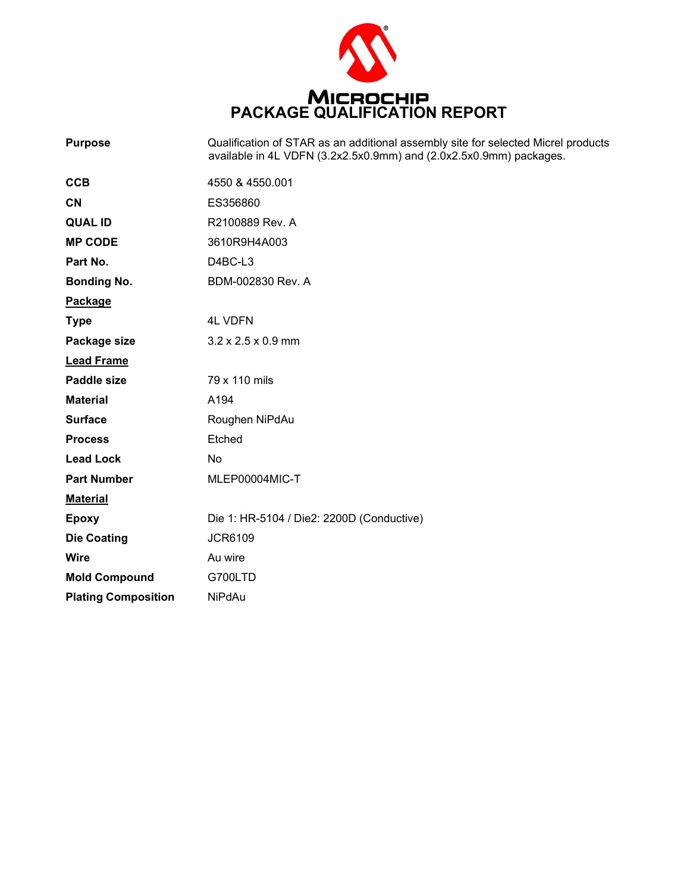# PACKAGE QUALIFICATION REPORT

**Purpose** Qualification of STAR as an additional assembly site for selected Micrel products available in 4L VDFN (3.2x2.5x0.9mm) and (2.0x2.5x0.9mm) packages.

**CCB** 4550 & 4550.001

**CN** ES356860

**QUAL ID** R2100889 Rev. A

**MP CODE** 3610R9H4A003

**Part No.** D4BC-L3

**Bonding No.** BDM-002830 Rev. A

**Package**

**Type** 4L VDFN

**Package size** 3.2 x 2.5 x 0.9 mm

**Lead Frame**

**Paddle size** 79 x 110 mils

**Material** A194

**Surface** Roughen NiPdAu

**Process** Etched

**Lead Lock** No

**Part Number** MLEP00004MIC-T

**Material**

**Epoxy** Die 1: HR-5104 / Die2: 2200D (Conductive)

**Die Coating** JCR6109

**Wire** Au wire

**Mold Compound** G700LTD

**Plating Composition** NiPdAu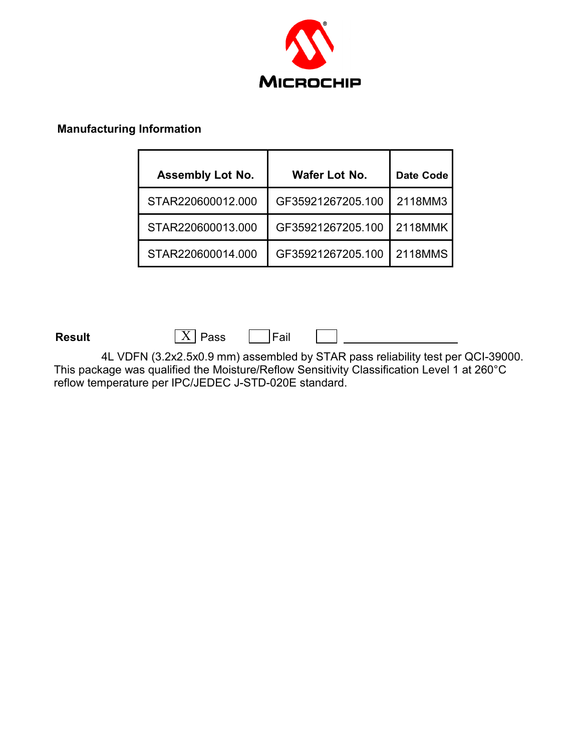**Manufacturing Information**

| Assembly Lot No. | Wafer Lot No. | Date Code |
| --- | --- | --- |
| STAR220600012.000 | GF35921267205.100 | 2118MM3 |
| STAR220600013.000 | GF35921267205.100 | 2118MMK |
| STAR220600014.000 | GF35921267205.100 | 2118MMS |

**Result** ☒ Pass ☐ Fail ☐ ____________________

4L VDFN (3.2x2.5x0.9 mm) assembled by STAR pass reliability test per QCI-39000. This package was qualified the Moisture/Reflow Sensitivity Classification Level 1 at 260°C reflow temperature per IPC/JEDEC J-STD-020E standard.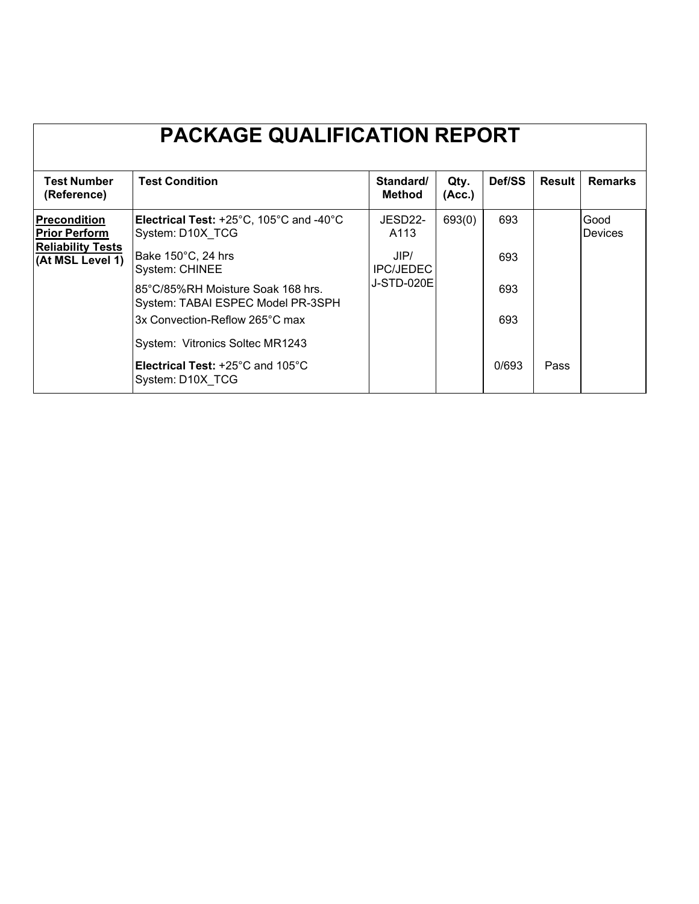# PACKAGE QUALIFICATION REPORT

| Test Number (Reference) | Test Condition | Standard/ Method | Qty. (Acc.) | Def/SS | Result | Remarks |
|---|---|---|---|---|---|---|
| **Precondition Prior Perform Reliability Tests (At MSL Level 1)** | **Electrical Test:** +25°C, 105°C and -40°C System: D10X_TCG | JESD22-A113 | 693(0) | 693 | | Good Devices |
| | Bake 150°C, 24 hrs System: CHINEE | JIP/ IPC/JEDEC J-STD-020E | | 693 | | |
| | 85°C/85%RH Moisture Soak 168 hrs. System: TABAI ESPEC Model PR-3SPH | | | 693 | | |
| | 3x Convection-Reflow 265°C max | | | 693 | | |
| | System: Vitronics Soltec MR1243 | | | | | |
| | **Electrical Test:** +25°C and 105°C System: D10X_TCG | | | 0/693 | Pass | |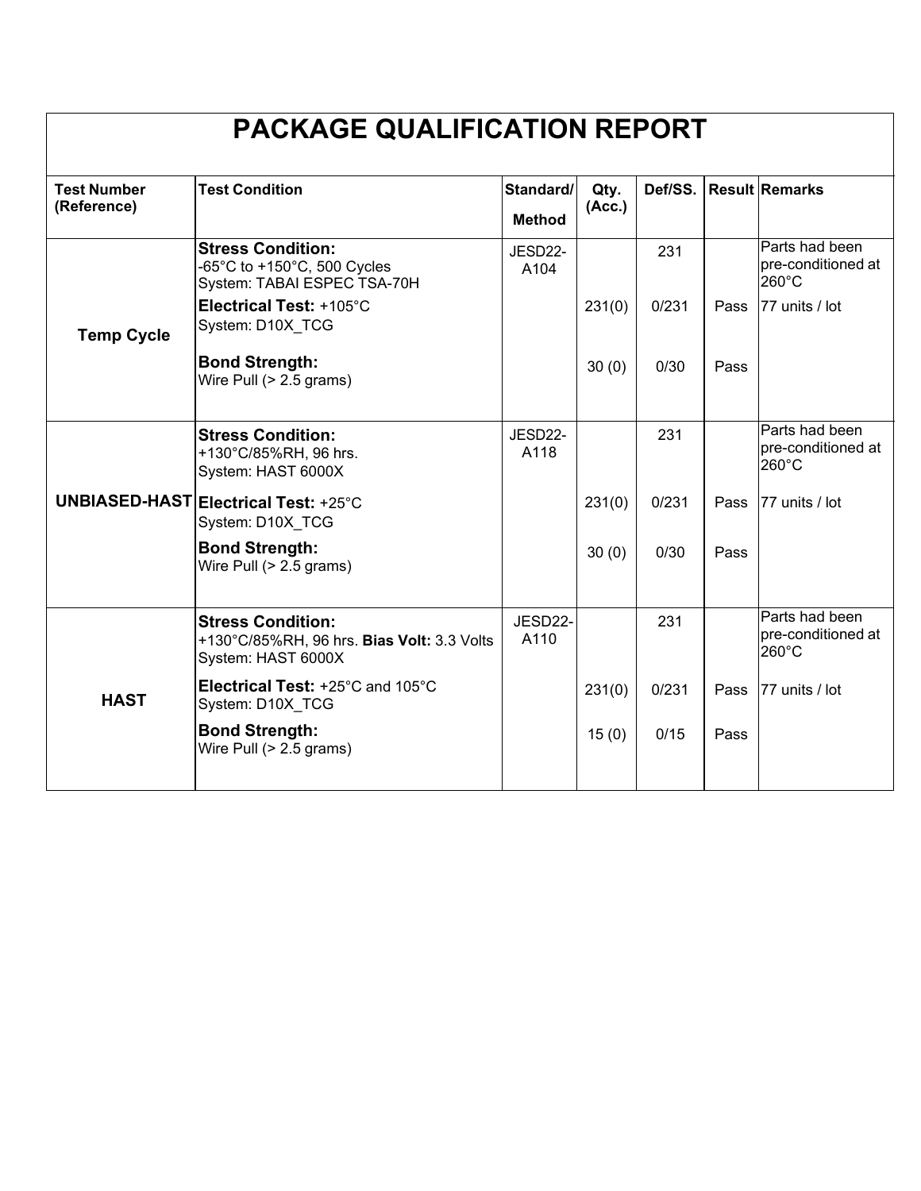# PACKAGE QUALIFICATION REPORT

| Test Number (Reference) | Test Condition | Standard/ Method | Qty. (Acc.) | Def/SS. | Result | Remarks |
|---|---|---|---|---|---|---|
| Temp Cycle | **Stress Condition:** -65°C to +150°C, 500 Cycles System: TABAI ESPEC TSA-70H | JESD22-A104 | | 231 | | Parts had been pre-conditioned at 260°C |
| | **Electrical Test:** +105°C System: D10X_TCG | | 231(0) | 0/231 | Pass | 77 units / lot |
| | **Bond Strength:** Wire Pull (> 2.5 grams) | | 30 (0) | 0/30 | Pass | |
| UNBIASED-HAST | **Stress Condition:** +130°C/85%RH, 96 hrs. System: HAST 6000X | JESD22-A118 | | 231 | | Parts had been pre-conditioned at 260°C |
| | **Electrical Test:** +25°C System: D10X_TCG | | 231(0) | 0/231 | Pass | 77 units / lot |
| | **Bond Strength:** Wire Pull (> 2.5 grams) | | 30 (0) | 0/30 | Pass | |
| HAST | **Stress Condition:** +130°C/85%RH, 96 hrs. **Bias Volt:** 3.3 Volts System: HAST 6000X | JESD22-A110 | | 231 | | Parts had been pre-conditioned at 260°C |
| | **Electrical Test:** +25°C and 105°C System: D10X_TCG | | 231(0) | 0/231 | Pass | 77 units / lot |
| | **Bond Strength:** Wire Pull (> 2.5 grams) | | 15 (0) | 0/15 | Pass | |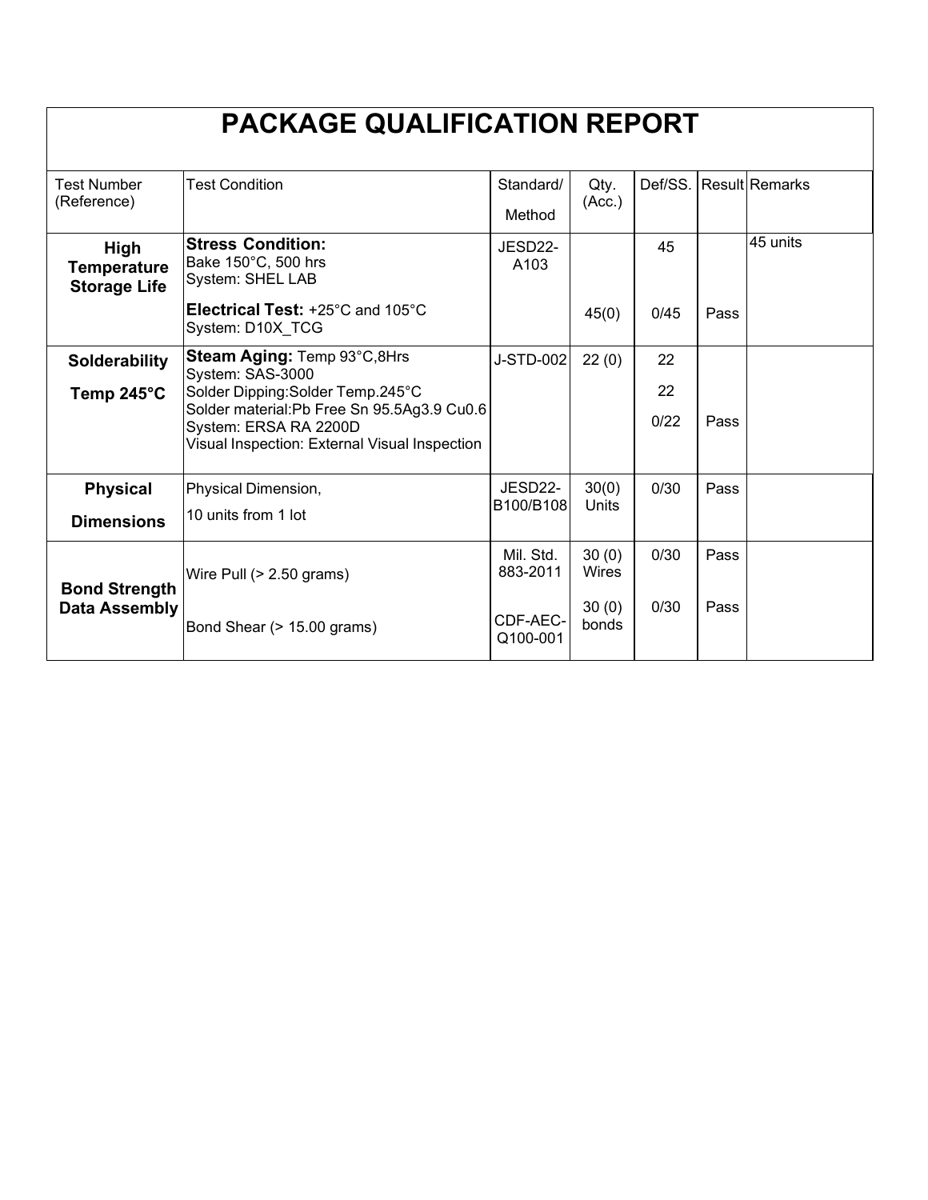# PACKAGE QUALIFICATION REPORT

| Test Number (Reference) | Test Condition | Standard/ Method | Qty. (Acc.) | Def/SS. | Result | Remarks |
|---|---|---|---|---|---|---|
| **High Temperature Storage Life** | **Stress Condition:** Bake 150°C, 500 hrs System: SHEL LAB | JESD22-A103 | | 45 | | 45 units |
| | **Electrical Test:** +25°C and 105°C System: D10X_TCG | | 45(0) | 0/45 | Pass | |
| **Solderability Temp 245°C** | **Steam Aging:** Temp 93°C,8Hrs System: SAS-3000 | J-STD-002 | 22 (0) | 22 | | |
| | Solder Dipping:Solder Temp.245°C Solder material:Pb Free Sn 95.5Ag3.9 Cu0.6 System: ERSA RA 2200D | | | 22 | | |
| | Visual Inspection: External Visual Inspection | | | 0/22 | Pass | |
| **Physical Dimensions** | Physical Dimension, 10 units from 1 lot | JESD22-B100/B108 | 30(0) Units | 0/30 | Pass | |
| **Bond Strength Data Assembly** | Wire Pull (> 2.50 grams) | Mil. Std. 883-2011 | 30 (0) Wires | 0/30 | Pass | |
| | Bond Shear (> 15.00 grams) | CDF-AEC-Q100-001 | 30 (0) bonds | 0/30 | Pass | |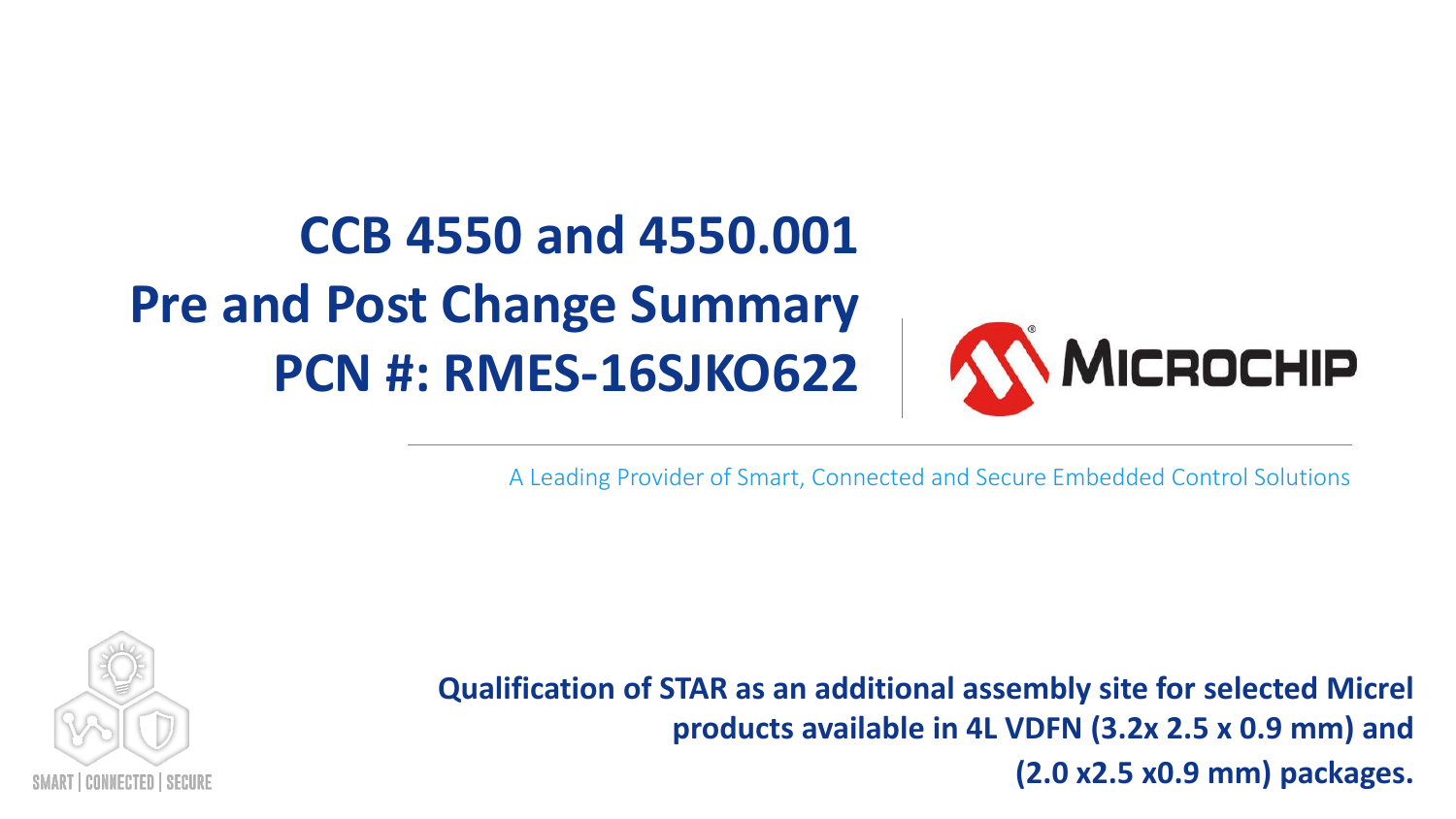# CCB 4550 and 4550.001 Pre and Post Change Summary PCN #: RMES-16SJKO622

A Leading Provider of Smart, Connected and Secure Embedded Control Solutions

**Qualification of STAR as an additional assembly site for selected Micrel products available in 4L VDFN (3.2x 2.5 x 0.9 mm) and (2.0 x2.5 x0.9 mm) packages.**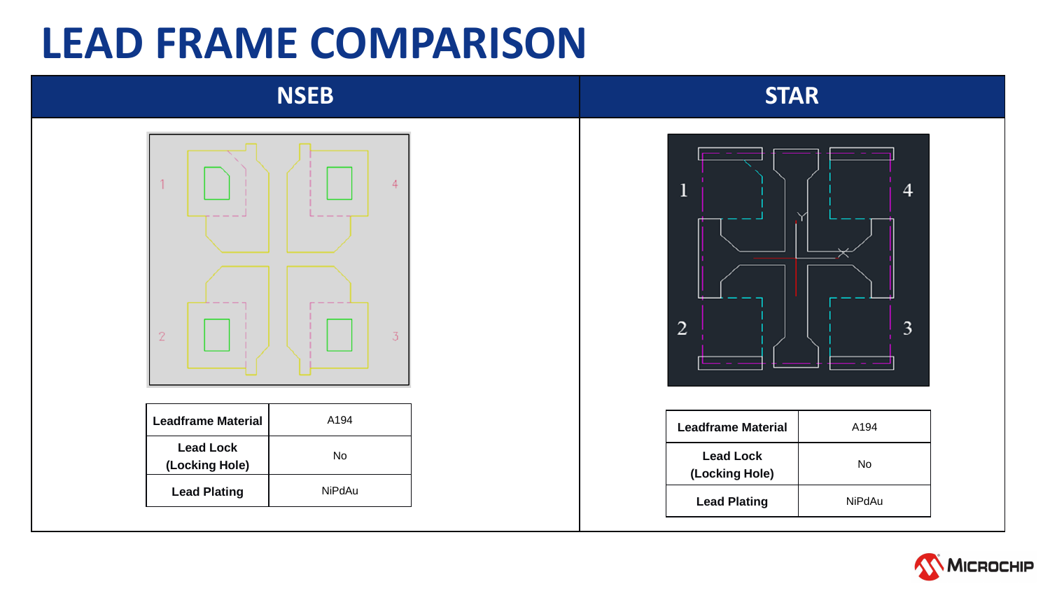# LEAD FRAME COMPARISON

## NSEB

| Leadframe Material | A194 |
| --- | --- |
| Lead Lock (Locking Hole) | No |
| Lead Plating | NiPdAu |

## STAR

| Leadframe Material | A194 |
| --- | --- |
| Lead Lock (Locking Hole) | No |
| Lead Plating | NiPdAu |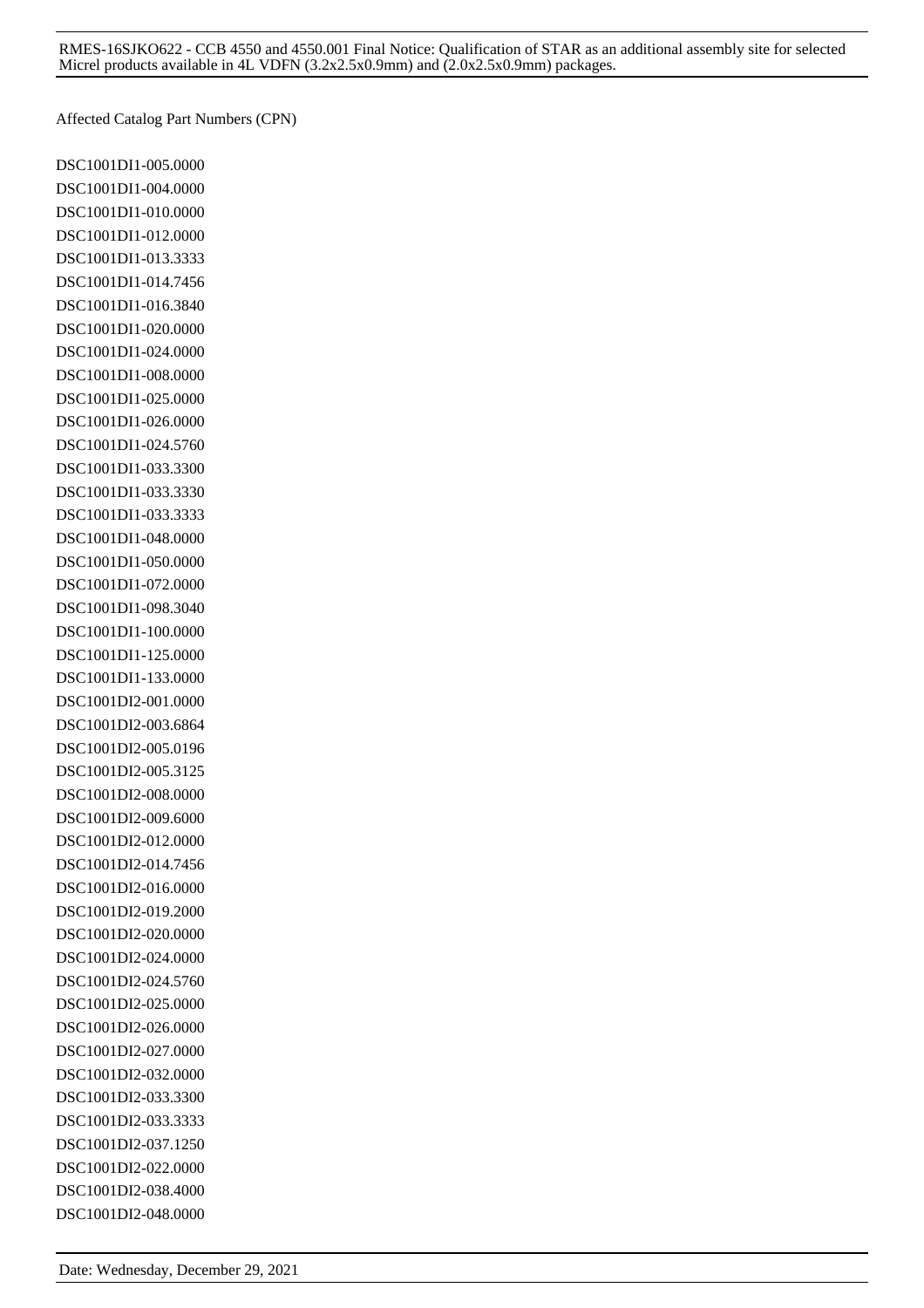Affected Catalog Part Numbers (CPN)

DSC1001DI1-005.0000
DSC1001DI1-004.0000
DSC1001DI1-010.0000
DSC1001DI1-012.0000
DSC1001DI1-013.3333
DSC1001DI1-014.7456
DSC1001DI1-016.3840
DSC1001DI1-020.0000
DSC1001DI1-024.0000
DSC1001DI1-008.0000
DSC1001DI1-025.0000
DSC1001DI1-026.0000
DSC1001DI1-024.5760
DSC1001DI1-033.3300
DSC1001DI1-033.3330
DSC1001DI1-033.3333
DSC1001DI1-048.0000
DSC1001DI1-050.0000
DSC1001DI1-072.0000
DSC1001DI1-098.3040
DSC1001DI1-100.0000
DSC1001DI1-125.0000
DSC1001DI1-133.0000
DSC1001DI2-001.0000
DSC1001DI2-003.6864
DSC1001DI2-005.0196
DSC1001DI2-005.3125
DSC1001DI2-008.0000
DSC1001DI2-009.6000
DSC1001DI2-012.0000
DSC1001DI2-014.7456
DSC1001DI2-016.0000
DSC1001DI2-019.2000
DSC1001DI2-020.0000
DSC1001DI2-024.0000
DSC1001DI2-024.5760
DSC1001DI2-025.0000
DSC1001DI2-026.0000
DSC1001DI2-027.0000
DSC1001DI2-032.0000
DSC1001DI2-033.3300
DSC1001DI2-033.3333
DSC1001DI2-037.1250
DSC1001DI2-022.0000
DSC1001DI2-038.4000
DSC1001DI2-048.0000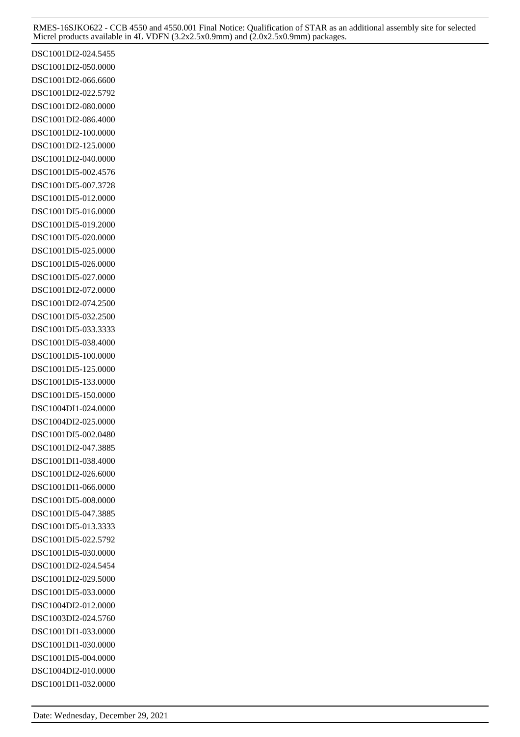DSC1001DI2-024.5455
DSC1001DI2-050.0000
DSC1001DI2-066.6600
DSC1001DI2-022.5792
DSC1001DI2-080.0000
DSC1001DI2-086.4000
DSC1001DI2-100.0000
DSC1001DI2-125.0000
DSC1001DI2-040.0000
DSC1001DI5-002.4576
DSC1001DI5-007.3728
DSC1001DI5-012.0000
DSC1001DI5-016.0000
DSC1001DI5-019.2000
DSC1001DI5-020.0000
DSC1001DI5-025.0000
DSC1001DI5-026.0000
DSC1001DI5-027.0000
DSC1001DI2-072.0000
DSC1001DI2-074.2500
DSC1001DI5-032.2500
DSC1001DI5-033.3333
DSC1001DI5-038.4000
DSC1001DI5-100.0000
DSC1001DI5-125.0000
DSC1001DI5-133.0000
DSC1001DI5-150.0000
DSC1004DI1-024.0000
DSC1004DI2-025.0000
DSC1001DI5-002.0480
DSC1001DI2-047.3885
DSC1001DI1-038.4000
DSC1001DI2-026.6000
DSC1001DI1-066.0000
DSC1001DI5-008.0000
DSC1001DI5-047.3885
DSC1001DI5-013.3333
DSC1001DI5-022.5792
DSC1001DI5-030.0000
DSC1001DI2-024.5454
DSC1001DI2-029.5000
DSC1001DI5-033.0000
DSC1004DI2-012.0000
DSC1003DI2-024.5760
DSC1001DI1-033.0000
DSC1001DI1-030.0000
DSC1001DI5-004.0000
DSC1004DI2-010.0000
DSC1001DI1-032.0000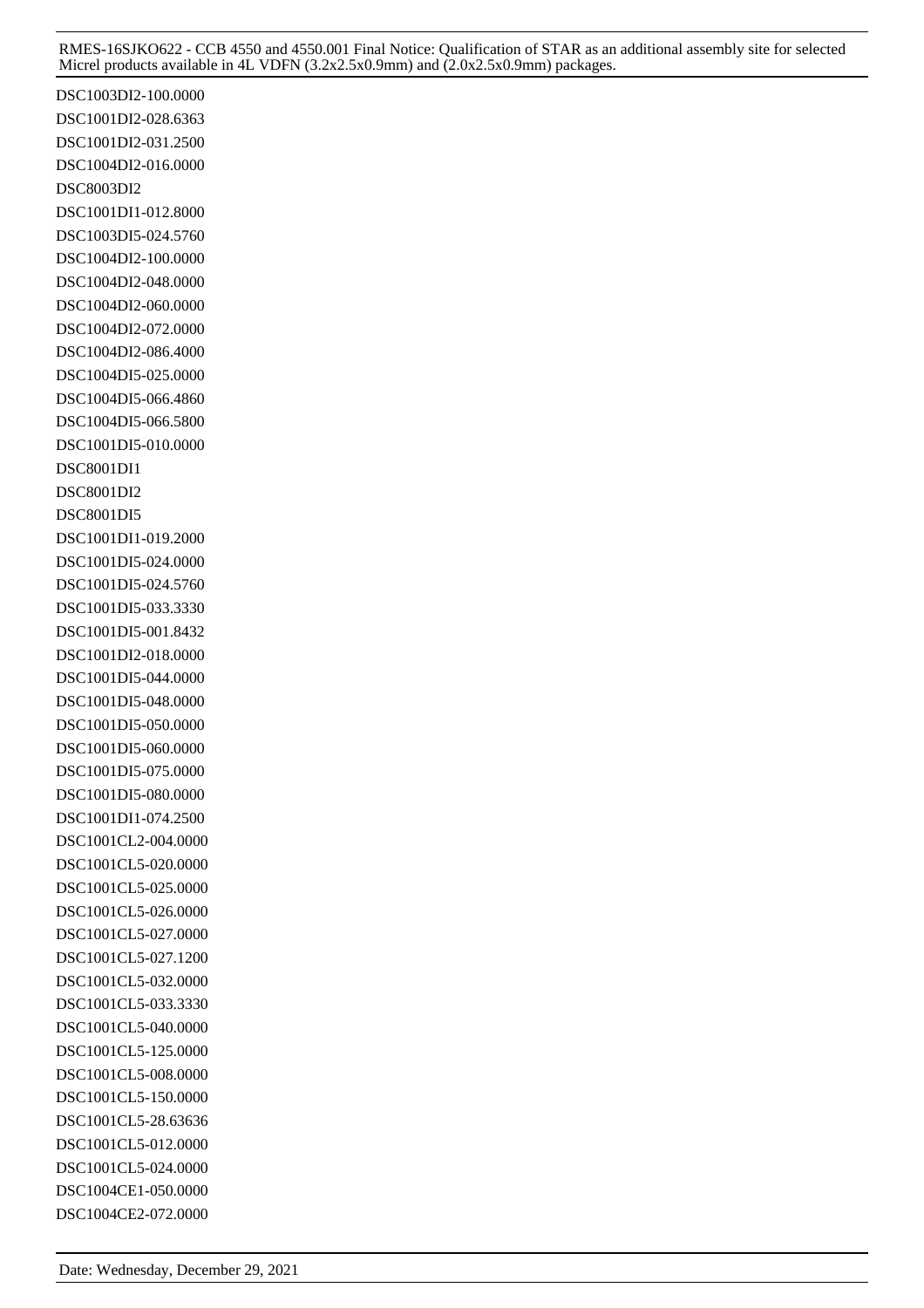DSC1003DI2-100.0000

DSC1001DI2-028.6363

DSC1001DI2-031.2500

DSC1004DI2-016.0000

DSC8003DI2

DSC1001DI1-012.8000

DSC1003DI5-024.5760

DSC1004DI2-100.0000

DSC1004DI2-048.0000

DSC1004DI2-060.0000

DSC1004DI2-072.0000

DSC1004DI2-086.4000

DSC1004DI5-025.0000

DSC1004DI5-066.4860

DSC1004DI5-066.5800

DSC1001DI5-010.0000

DSC8001DI1

DSC8001DI2

DSC8001DI5

DSC1001DI1-019.2000

DSC1001DI5-024.0000

DSC1001DI5-024.5760

DSC1001DI5-033.3330

DSC1001DI5-001.8432

DSC1001DI2-018.0000

DSC1001DI5-044.0000

DSC1001DI5-048.0000

DSC1001DI5-050.0000

DSC1001DI5-060.0000

DSC1001DI5-075.0000

DSC1001DI5-080.0000

DSC1001DI1-074.2500

DSC1001CL2-004.0000

DSC1001CL5-020.0000

DSC1001CL5-025.0000

DSC1001CL5-026.0000

DSC1001CL5-027.0000

DSC1001CL5-027.1200

DSC1001CL5-032.0000

DSC1001CL5-033.3330

DSC1001CL5-040.0000

DSC1001CL5-125.0000

DSC1001CL5-008.0000

DSC1001CL5-150.0000

DSC1001CL5-28.63636

DSC1001CL5-012.0000

DSC1001CL5-024.0000

DSC1004CE1-050.0000

DSC1004CE2-072.0000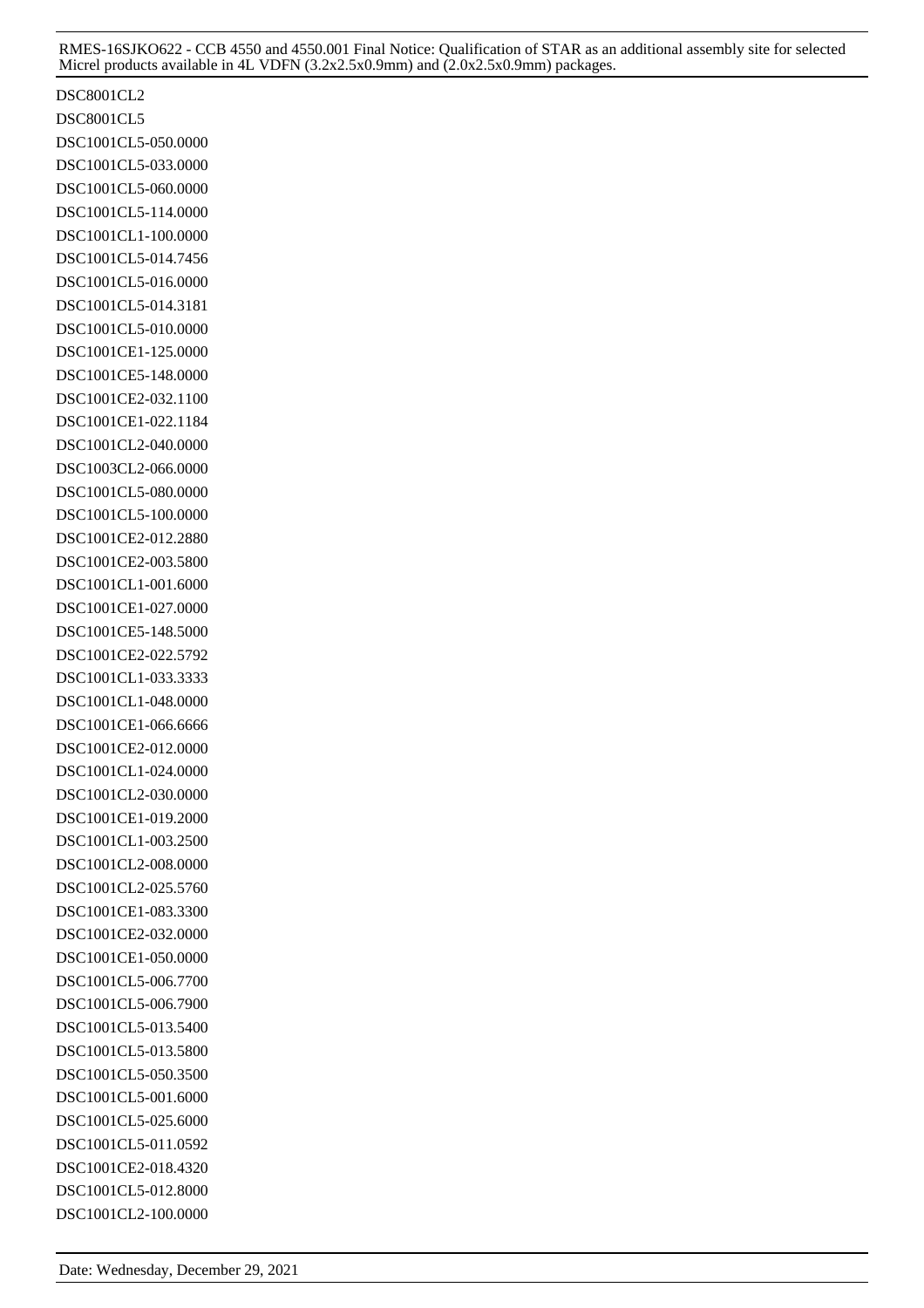DSC8001CL2
DSC8001CL5
DSC1001CL5-050.0000
DSC1001CL5-033.0000
DSC1001CL5-060.0000
DSC1001CL5-114.0000
DSC1001CL1-100.0000
DSC1001CL5-014.7456
DSC1001CL5-016.0000
DSC1001CL5-014.3181
DSC1001CL5-010.0000
DSC1001CE1-125.0000
DSC1001CE5-148.0000
DSC1001CE2-032.1100
DSC1001CE1-022.1184
DSC1001CL2-040.0000
DSC1003CL2-066.0000
DSC1001CL5-080.0000
DSC1001CL5-100.0000
DSC1001CE2-012.2880
DSC1001CE2-003.5800
DSC1001CL1-001.6000
DSC1001CE1-027.0000
DSC1001CE5-148.5000
DSC1001CE2-022.5792
DSC1001CL1-033.3333
DSC1001CL1-048.0000
DSC1001CE1-066.6666
DSC1001CE2-012.0000
DSC1001CL1-024.0000
DSC1001CL2-030.0000
DSC1001CE1-019.2000
DSC1001CL1-003.2500
DSC1001CL2-008.0000
DSC1001CL2-025.5760
DSC1001CE1-083.3300
DSC1001CE2-032.0000
DSC1001CE1-050.0000
DSC1001CL5-006.7700
DSC1001CL5-006.7900
DSC1001CL5-013.5400
DSC1001CL5-013.5800
DSC1001CL5-050.3500
DSC1001CL5-001.6000
DSC1001CL5-025.6000
DSC1001CL5-011.0592
DSC1001CE2-018.4320
DSC1001CL5-012.8000
DSC1001CL2-100.0000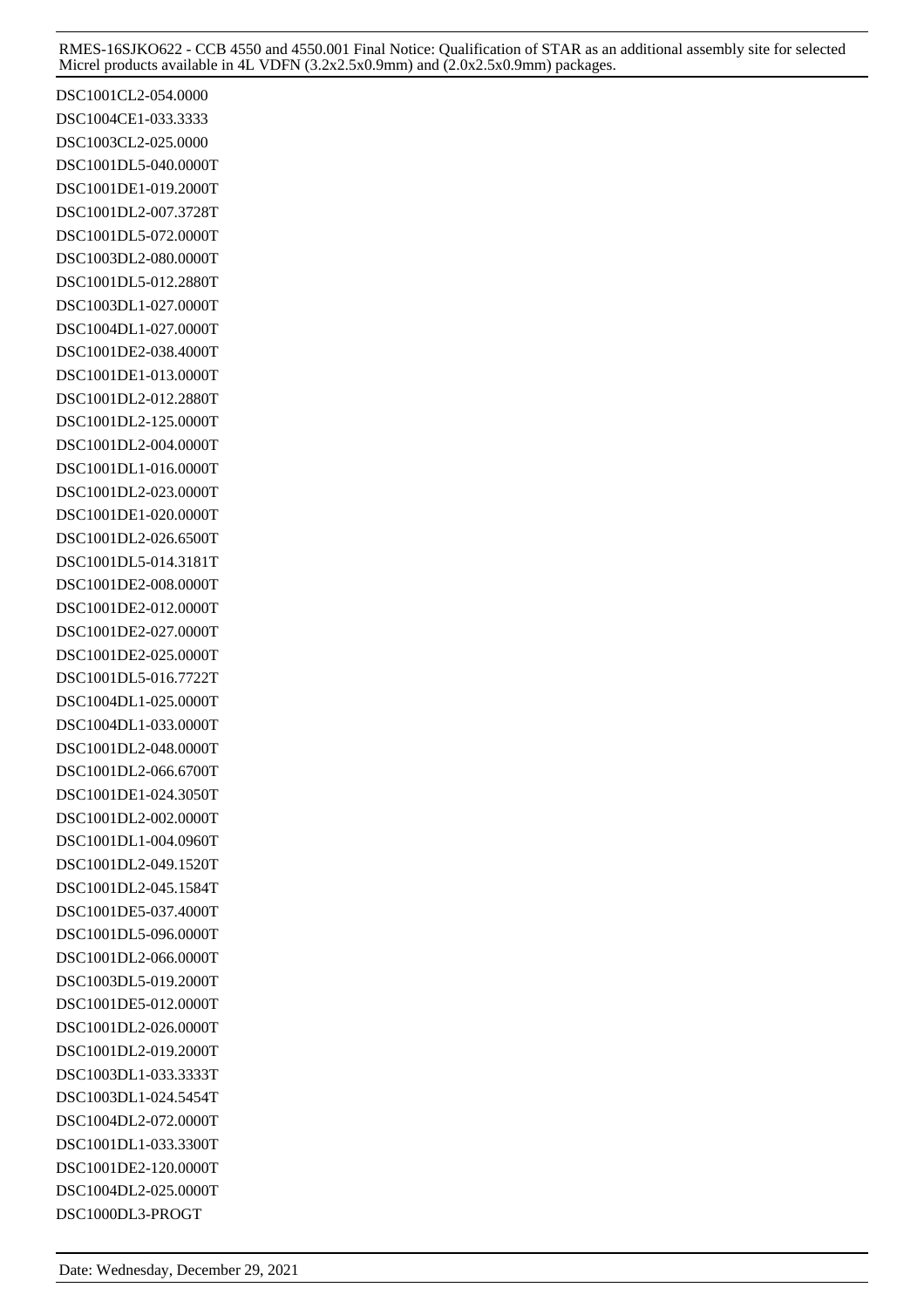DSC1001CL2-054.0000

DSC1004CE1-033.3333

DSC1003CL2-025.0000

DSC1001DL5-040.0000T

DSC1001DE1-019.2000T

DSC1001DL2-007.3728T

DSC1001DL5-072.0000T

DSC1003DL2-080.0000T

DSC1001DL5-012.2880T

DSC1003DL1-027.0000T

DSC1004DL1-027.0000T

DSC1001DE2-038.4000T

DSC1001DE1-013.0000T

DSC1001DL2-012.2880T

DSC1001DL2-125.0000T

DSC1001DL2-004.0000T

DSC1001DL1-016.0000T

DSC1001DL2-023.0000T

DSC1001DE1-020.0000T

DSC1001DL2-026.6500T

DSC1001DL5-014.3181T

DSC1001DE2-008.0000T

DSC1001DE2-012.0000T

DSC1001DE2-027.0000T

DSC1001DE2-025.0000T

DSC1001DL5-016.7722T

DSC1004DL1-025.0000T

DSC1004DL1-033.0000T

DSC1001DL2-048.0000T

DSC1001DL2-066.6700T

DSC1001DE1-024.3050T

DSC1001DL2-002.0000T

DSC1001DL1-004.0960T

DSC1001DL2-049.1520T

DSC1001DL2-045.1584T

DSC1001DE5-037.4000T

DSC1001DL5-096.0000T

DSC1001DL2-066.0000T

DSC1003DL5-019.2000T

DSC1001DE5-012.0000T

DSC1001DL2-026.0000T

DSC1001DL2-019.2000T

DSC1003DL1-033.3333T

DSC1003DL1-024.5454T

DSC1004DL2-072.0000T

DSC1001DL1-033.3300T

DSC1001DE2-120.0000T

DSC1004DL2-025.0000T

DSC1000DL3-PROGT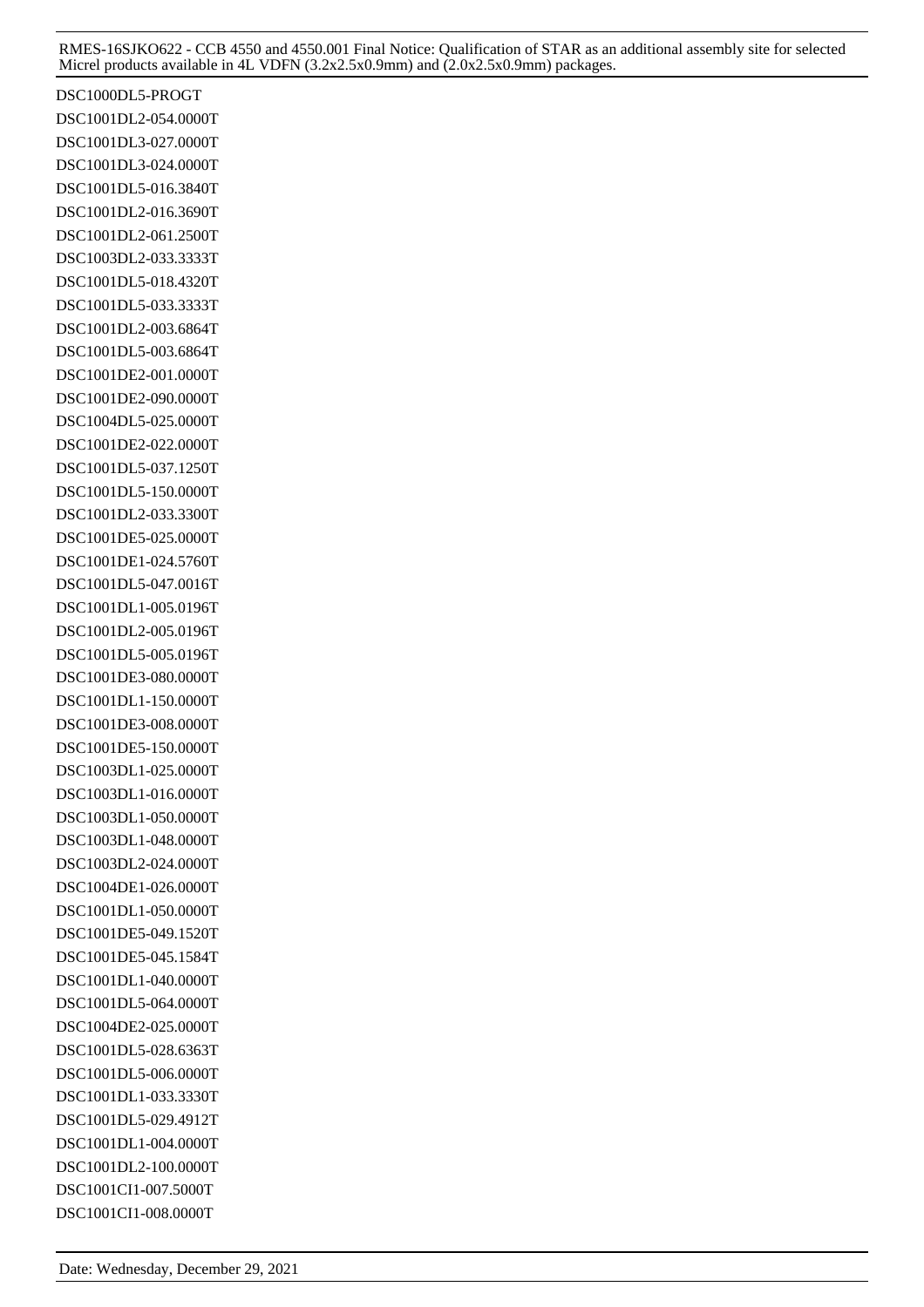DSC1000DL5-PROGT
DSC1001DL2-054.0000T
DSC1001DL3-027.0000T
DSC1001DL3-024.0000T
DSC1001DL5-016.3840T
DSC1001DL2-016.3690T
DSC1001DL2-061.2500T
DSC1003DL2-033.3333T
DSC1001DL5-018.4320T
DSC1001DL5-033.3333T
DSC1001DL2-003.6864T
DSC1001DL5-003.6864T
DSC1001DE2-001.0000T
DSC1001DE2-090.0000T
DSC1004DL5-025.0000T
DSC1001DE2-022.0000T
DSC1001DL5-037.1250T
DSC1001DL5-150.0000T
DSC1001DL2-033.3300T
DSC1001DE5-025.0000T
DSC1001DE1-024.5760T
DSC1001DL5-047.0016T
DSC1001DL1-005.0196T
DSC1001DL2-005.0196T
DSC1001DL5-005.0196T
DSC1001DE3-080.0000T
DSC1001DL1-150.0000T
DSC1001DE3-008.0000T
DSC1001DE5-150.0000T
DSC1003DL1-025.0000T
DSC1003DL1-016.0000T
DSC1003DL1-050.0000T
DSC1003DL1-048.0000T
DSC1003DL2-024.0000T
DSC1004DE1-026.0000T
DSC1001DL1-050.0000T
DSC1001DE5-049.1520T
DSC1001DE5-045.1584T
DSC1001DL1-040.0000T
DSC1001DL5-064.0000T
DSC1004DE2-025.0000T
DSC1001DL5-028.6363T
DSC1001DL5-006.0000T
DSC1001DL1-033.3330T
DSC1001DL5-029.4912T
DSC1001DL1-004.0000T
DSC1001DL2-100.0000T
DSC1001CI1-007.5000T
DSC1001CI1-008.0000T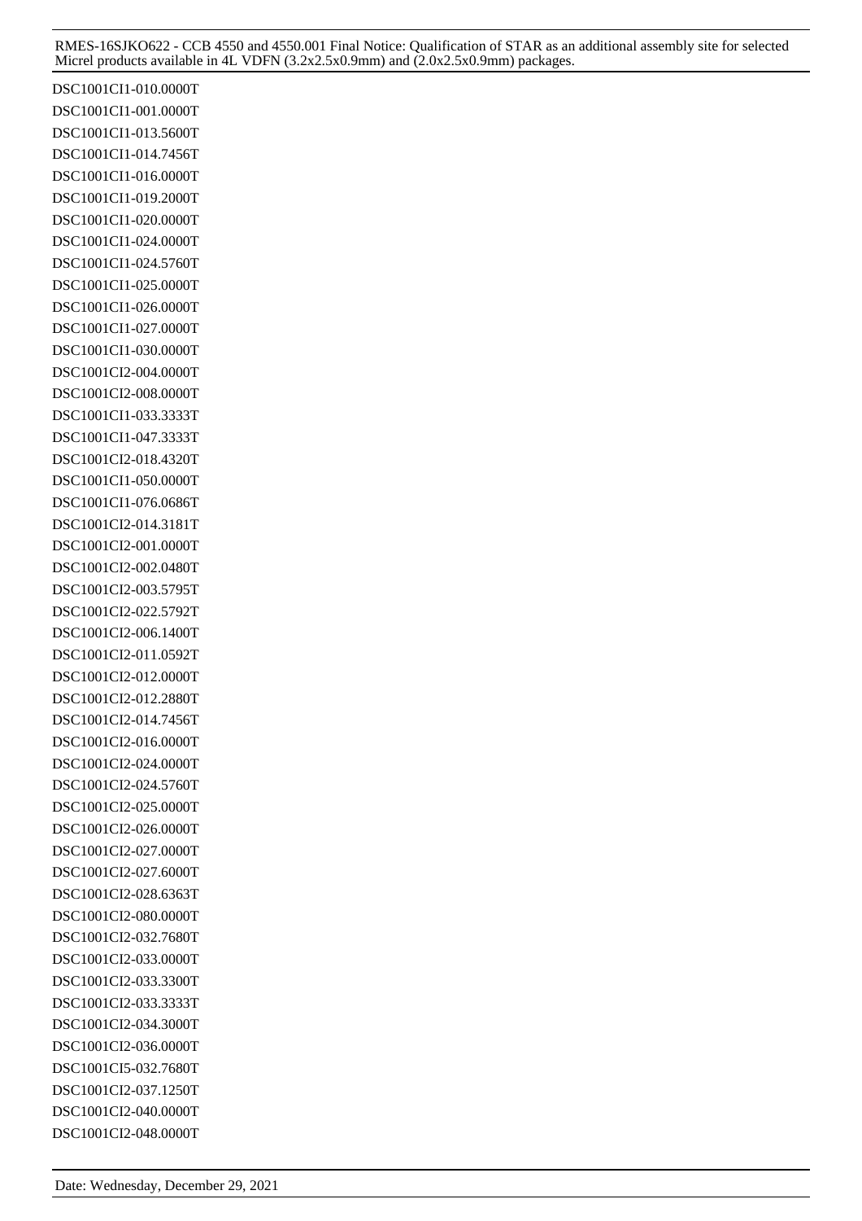DSC1001CI1-010.0000T
DSC1001CI1-001.0000T
DSC1001CI1-013.5600T
DSC1001CI1-014.7456T
DSC1001CI1-016.0000T
DSC1001CI1-019.2000T
DSC1001CI1-020.0000T
DSC1001CI1-024.0000T
DSC1001CI1-024.5760T
DSC1001CI1-025.0000T
DSC1001CI1-026.0000T
DSC1001CI1-027.0000T
DSC1001CI1-030.0000T
DSC1001CI2-004.0000T
DSC1001CI2-008.0000T
DSC1001CI1-033.3333T
DSC1001CI1-047.3333T
DSC1001CI2-018.4320T
DSC1001CI1-050.0000T
DSC1001CI1-076.0686T
DSC1001CI2-014.3181T
DSC1001CI2-001.0000T
DSC1001CI2-002.0480T
DSC1001CI2-003.5795T
DSC1001CI2-022.5792T
DSC1001CI2-006.1400T
DSC1001CI2-011.0592T
DSC1001CI2-012.0000T
DSC1001CI2-012.2880T
DSC1001CI2-014.7456T
DSC1001CI2-016.0000T
DSC1001CI2-024.0000T
DSC1001CI2-024.5760T
DSC1001CI2-025.0000T
DSC1001CI2-026.0000T
DSC1001CI2-027.0000T
DSC1001CI2-027.6000T
DSC1001CI2-028.6363T
DSC1001CI2-080.0000T
DSC1001CI2-032.7680T
DSC1001CI2-033.0000T
DSC1001CI2-033.3300T
DSC1001CI2-033.3333T
DSC1001CI2-034.3000T
DSC1001CI2-036.0000T
DSC1001CI5-032.7680T
DSC1001CI2-037.1250T
DSC1001CI2-040.0000T
DSC1001CI2-048.0000T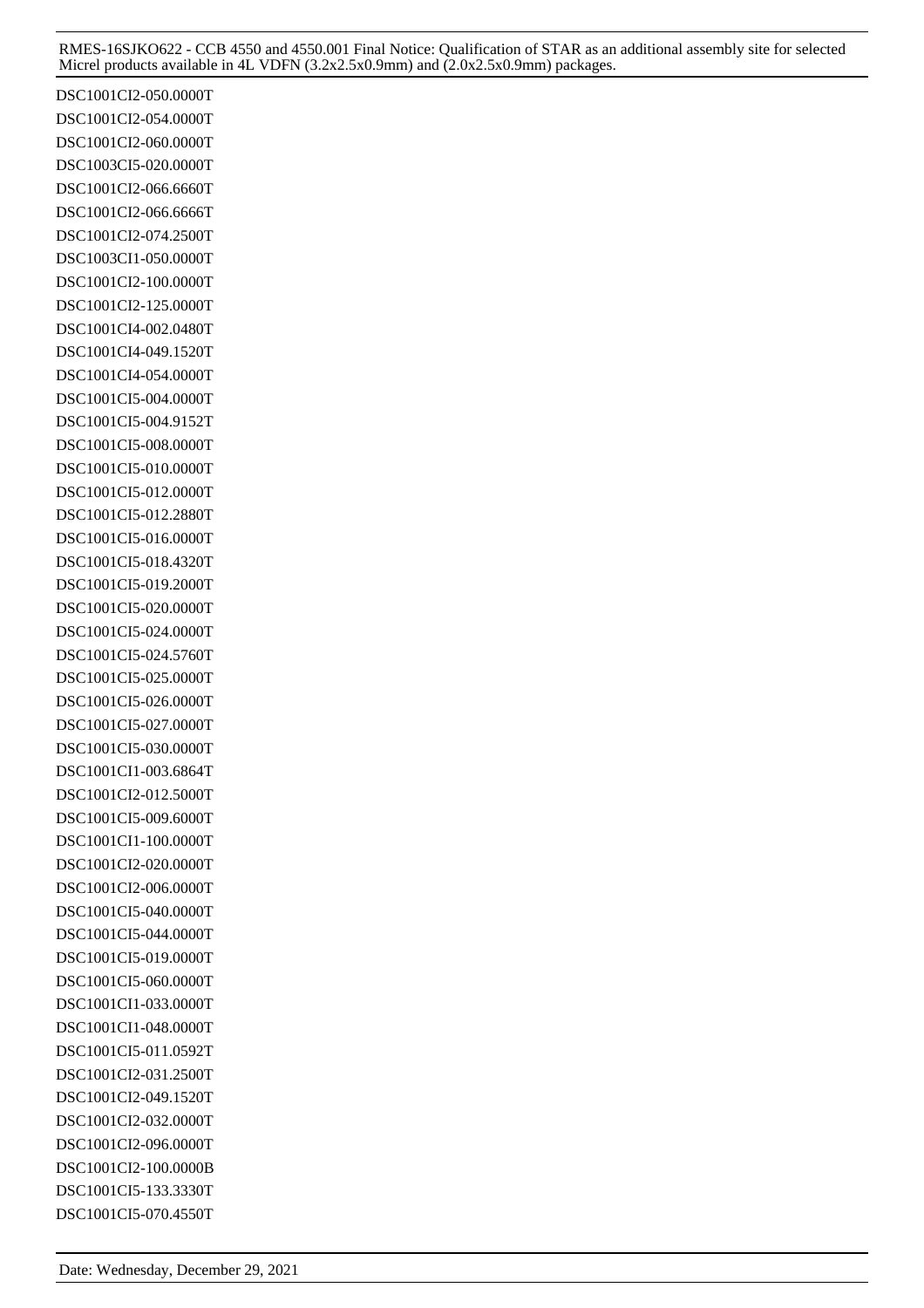DSC1001CI2-050.0000T
DSC1001CI2-054.0000T
DSC1001CI2-060.0000T
DSC1003CI5-020.0000T
DSC1001CI2-066.6660T
DSC1001CI2-066.6666T
DSC1001CI2-074.2500T
DSC1003CI1-050.0000T
DSC1001CI2-100.0000T
DSC1001CI2-125.0000T
DSC1001CI4-002.0480T
DSC1001CI4-049.1520T
DSC1001CI4-054.0000T
DSC1001CI5-004.0000T
DSC1001CI5-004.9152T
DSC1001CI5-008.0000T
DSC1001CI5-010.0000T
DSC1001CI5-012.0000T
DSC1001CI5-012.2880T
DSC1001CI5-016.0000T
DSC1001CI5-018.4320T
DSC1001CI5-019.2000T
DSC1001CI5-020.0000T
DSC1001CI5-024.0000T
DSC1001CI5-024.5760T
DSC1001CI5-025.0000T
DSC1001CI5-026.0000T
DSC1001CI5-027.0000T
DSC1001CI5-030.0000T
DSC1001CI1-003.6864T
DSC1001CI2-012.5000T
DSC1001CI5-009.6000T
DSC1001CI1-100.0000T
DSC1001CI2-020.0000T
DSC1001CI2-006.0000T
DSC1001CI5-040.0000T
DSC1001CI5-044.0000T
DSC1001CI5-019.0000T
DSC1001CI5-060.0000T
DSC1001CI1-033.0000T
DSC1001CI1-048.0000T
DSC1001CI5-011.0592T
DSC1001CI2-031.2500T
DSC1001CI2-049.1520T
DSC1001CI2-032.0000T
DSC1001CI2-096.0000T
DSC1001CI2-100.0000B
DSC1001CI5-133.3330T
DSC1001CI5-070.4550T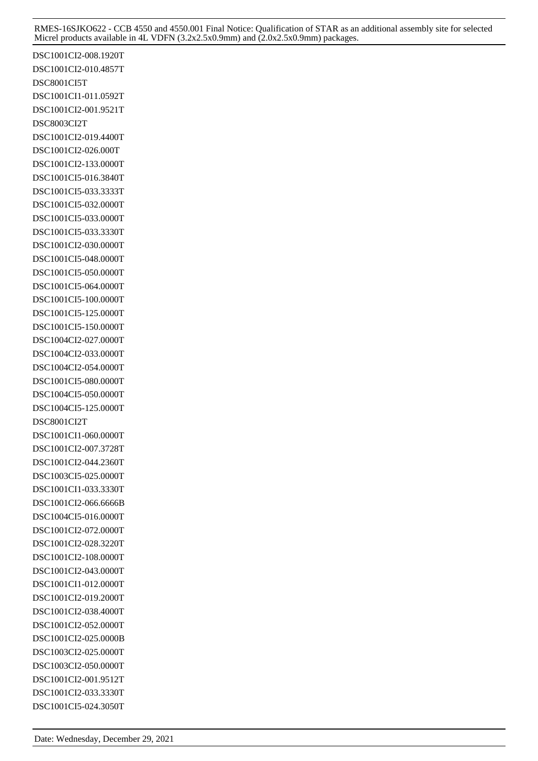DSC1001CI2-008.1920T
DSC1001CI2-010.4857T
DSC8001CI5T
DSC1001CI1-011.0592T
DSC1001CI2-001.9521T
DSC8003CI2T
DSC1001CI2-019.4400T
DSC1001CI2-026.000T
DSC1001CI2-133.0000T
DSC1001CI5-016.3840T
DSC1001CI5-033.3333T
DSC1001CI5-032.0000T
DSC1001CI5-033.0000T
DSC1001CI5-033.3330T
DSC1001CI2-030.0000T
DSC1001CI5-048.0000T
DSC1001CI5-050.0000T
DSC1001CI5-064.0000T
DSC1001CI5-100.0000T
DSC1001CI5-125.0000T
DSC1001CI5-150.0000T
DSC1004CI2-027.0000T
DSC1004CI2-033.0000T
DSC1004CI2-054.0000T
DSC1001CI5-080.0000T
DSC1004CI5-050.0000T
DSC1004CI5-125.0000T
DSC8001CI2T
DSC1001CI1-060.0000T
DSC1001CI2-007.3728T
DSC1001CI2-044.2360T
DSC1003CI5-025.0000T
DSC1001CI1-033.3330T
DSC1001CI2-066.6666B
DSC1004CI5-016.0000T
DSC1001CI2-072.0000T
DSC1001CI2-028.3220T
DSC1001CI2-108.0000T
DSC1001CI2-043.0000T
DSC1001CI1-012.0000T
DSC1001CI2-019.2000T
DSC1001CI2-038.4000T
DSC1001CI2-052.0000T
DSC1001CI2-025.0000B
DSC1003CI2-025.0000T
DSC1003CI2-050.0000T
DSC1001CI2-001.9512T
DSC1001CI2-033.3330T
DSC1001CI5-024.3050T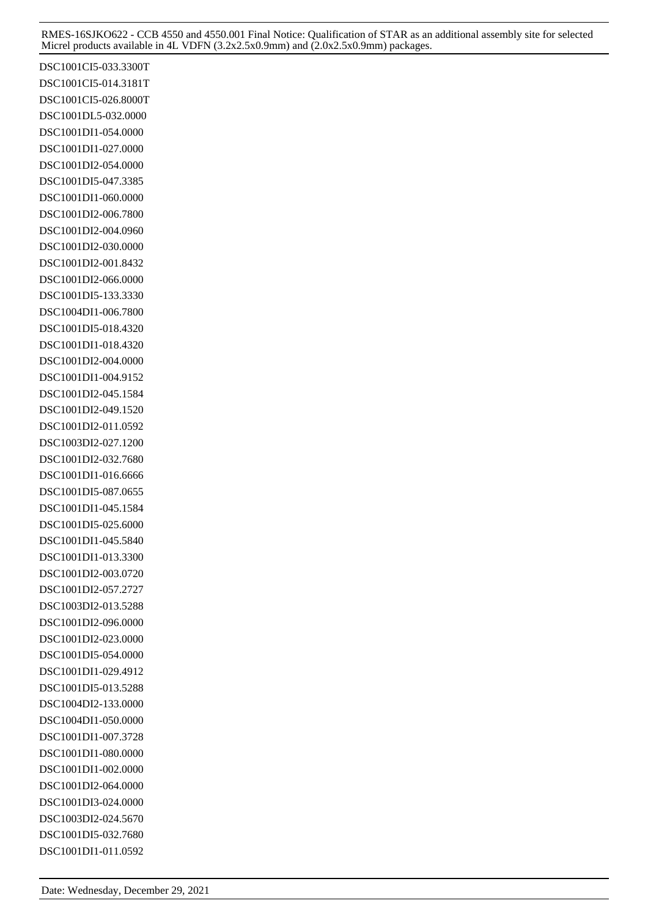DSC1001CI5-033.3300T
DSC1001CI5-014.3181T
DSC1001CI5-026.8000T
DSC1001DL5-032.0000
DSC1001DI1-054.0000
DSC1001DI1-027.0000
DSC1001DI2-054.0000
DSC1001DI5-047.3385
DSC1001DI1-060.0000
DSC1001DI2-006.7800
DSC1001DI2-004.0960
DSC1001DI2-030.0000
DSC1001DI2-001.8432
DSC1001DI2-066.0000
DSC1001DI5-133.3330
DSC1004DI1-006.7800
DSC1001DI5-018.4320
DSC1001DI1-018.4320
DSC1001DI2-004.0000
DSC1001DI1-004.9152
DSC1001DI2-045.1584
DSC1001DI2-049.1520
DSC1001DI2-011.0592
DSC1003DI2-027.1200
DSC1001DI2-032.7680
DSC1001DI1-016.6666
DSC1001DI5-087.0655
DSC1001DI1-045.1584
DSC1001DI5-025.6000
DSC1001DI1-045.5840
DSC1001DI1-013.3300
DSC1001DI2-003.0720
DSC1001DI2-057.2727
DSC1003DI2-013.5288
DSC1001DI2-096.0000
DSC1001DI2-023.0000
DSC1001DI5-054.0000
DSC1001DI1-029.4912
DSC1001DI5-013.5288
DSC1004DI2-133.0000
DSC1004DI1-050.0000
DSC1001DI1-007.3728
DSC1001DI1-080.0000
DSC1001DI1-002.0000
DSC1001DI2-064.0000
DSC1001DI3-024.0000
DSC1003DI2-024.5670
DSC1001DI5-032.7680
DSC1001DI1-011.0592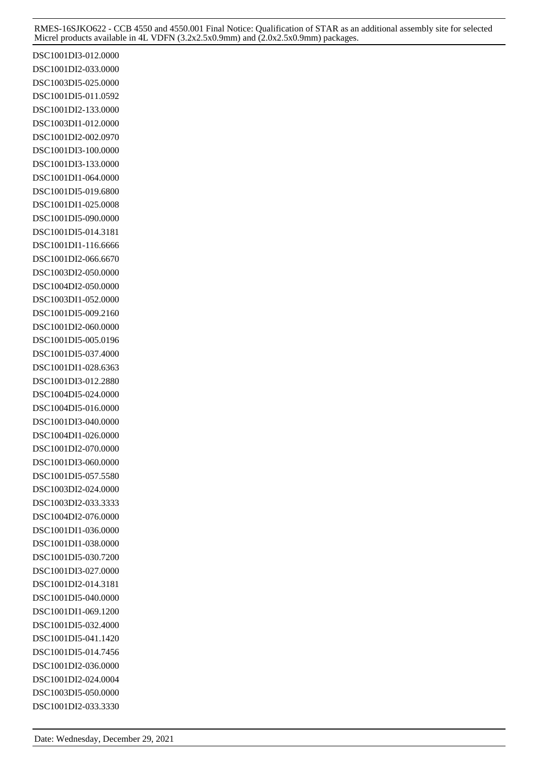DSC1001DI3-012.0000
DSC1001DI2-033.0000
DSC1003DI5-025.0000
DSC1001DI5-011.0592
DSC1001DI2-133.0000
DSC1003DI1-012.0000
DSC1001DI2-002.0970
DSC1001DI3-100.0000
DSC1001DI3-133.0000
DSC1001DI1-064.0000
DSC1001DI5-019.6800
DSC1001DI1-025.0008
DSC1001DI5-090.0000
DSC1001DI5-014.3181
DSC1001DI1-116.6666
DSC1001DI2-066.6670
DSC1003DI2-050.0000
DSC1004DI2-050.0000
DSC1003DI1-052.0000
DSC1001DI5-009.2160
DSC1001DI2-060.0000
DSC1001DI5-005.0196
DSC1001DI5-037.4000
DSC1001DI1-028.6363
DSC1001DI3-012.2880
DSC1004DI5-024.0000
DSC1004DI5-016.0000
DSC1001DI3-040.0000
DSC1004DI1-026.0000
DSC1001DI2-070.0000
DSC1001DI3-060.0000
DSC1001DI5-057.5580
DSC1003DI2-024.0000
DSC1003DI2-033.3333
DSC1004DI2-076.0000
DSC1001DI1-036.0000
DSC1001DI1-038.0000
DSC1001DI5-030.7200
DSC1001DI3-027.0000
DSC1001DI2-014.3181
DSC1001DI5-040.0000
DSC1001DI1-069.1200
DSC1001DI5-032.4000
DSC1001DI5-041.1420
DSC1001DI5-014.7456
DSC1001DI2-036.0000
DSC1001DI2-024.0004
DSC1003DI5-050.0000
DSC1001DI2-033.3330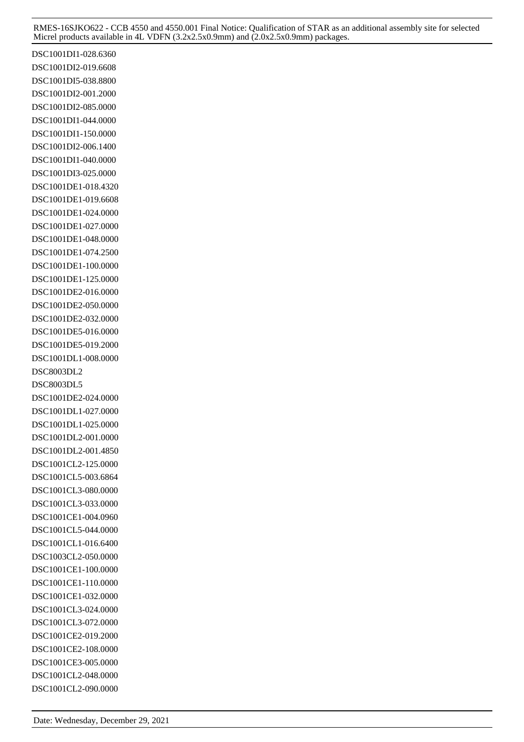DSC1001DI1-028.6360

DSC1001DI2-019.6608

DSC1001DI5-038.8800

DSC1001DI2-001.2000

DSC1001DI2-085.0000

DSC1001DI1-044.0000

DSC1001DI1-150.0000

DSC1001DI2-006.1400

DSC1001DI1-040.0000

DSC1001DI3-025.0000

DSC1001DE1-018.4320

DSC1001DE1-019.6608

DSC1001DE1-024.0000

DSC1001DE1-027.0000

DSC1001DE1-048.0000

DSC1001DE1-074.2500

DSC1001DE1-100.0000

DSC1001DE1-125.0000

DSC1001DE2-016.0000

DSC1001DE2-050.0000

DSC1001DE2-032.0000

DSC1001DE5-016.0000

DSC1001DE5-019.2000

DSC1001DL1-008.0000

DSC8003DL2

DSC8003DL5

DSC1001DE2-024.0000

DSC1001DL1-027.0000

DSC1001DL1-025.0000

DSC1001DL2-001.0000

DSC1001DL2-001.4850

DSC1001CL2-125.0000

DSC1001CL5-003.6864

DSC1001CL3-080.0000

DSC1001CL3-033.0000

DSC1001CE1-004.0960

DSC1001CL5-044.0000

DSC1001CL1-016.6400

DSC1003CL2-050.0000

DSC1001CE1-100.0000

DSC1001CE1-110.0000

DSC1001CE1-032.0000

DSC1001CL3-024.0000

DSC1001CL3-072.0000

DSC1001CE2-019.2000

DSC1001CE2-108.0000

DSC1001CE3-005.0000

DSC1001CL2-048.0000

DSC1001CL2-090.0000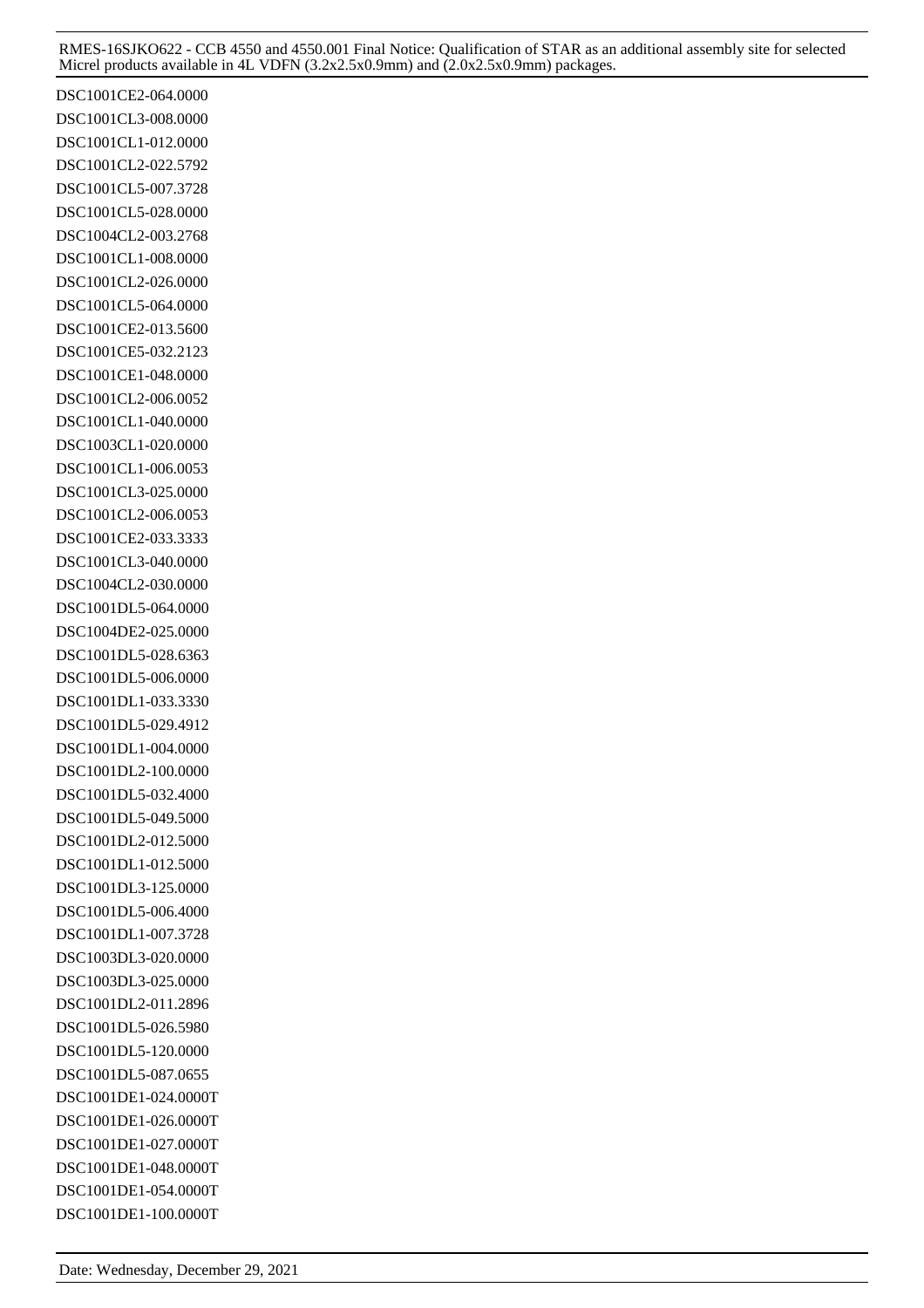DSC1001CE2-064.0000
DSC1001CL3-008.0000
DSC1001CL1-012.0000
DSC1001CL2-022.5792
DSC1001CL5-007.3728
DSC1001CL5-028.0000
DSC1004CL2-003.2768
DSC1001CL1-008.0000
DSC1001CL2-026.0000
DSC1001CL5-064.0000
DSC1001CE2-013.5600
DSC1001CE5-032.2123
DSC1001CE1-048.0000
DSC1001CL2-006.0052
DSC1001CL1-040.0000
DSC1003CL1-020.0000
DSC1001CL1-006.0053
DSC1001CL3-025.0000
DSC1001CL2-006.0053
DSC1001CE2-033.3333
DSC1001CL3-040.0000
DSC1004CL2-030.0000
DSC1001DL5-064.0000
DSC1004DE2-025.0000
DSC1001DL5-028.6363
DSC1001DL5-006.0000
DSC1001DL1-033.3330
DSC1001DL5-029.4912
DSC1001DL1-004.0000
DSC1001DL2-100.0000
DSC1001DL5-032.4000
DSC1001DL5-049.5000
DSC1001DL2-012.5000
DSC1001DL1-012.5000
DSC1001DL3-125.0000
DSC1001DL5-006.4000
DSC1001DL1-007.3728
DSC1003DL3-020.0000
DSC1003DL3-025.0000
DSC1001DL2-011.2896
DSC1001DL5-026.5980
DSC1001DL5-120.0000
DSC1001DL5-087.0655
DSC1001DE1-024.0000T
DSC1001DE1-026.0000T
DSC1001DE1-027.0000T
DSC1001DE1-048.0000T
DSC1001DE1-054.0000T
DSC1001DE1-100.0000T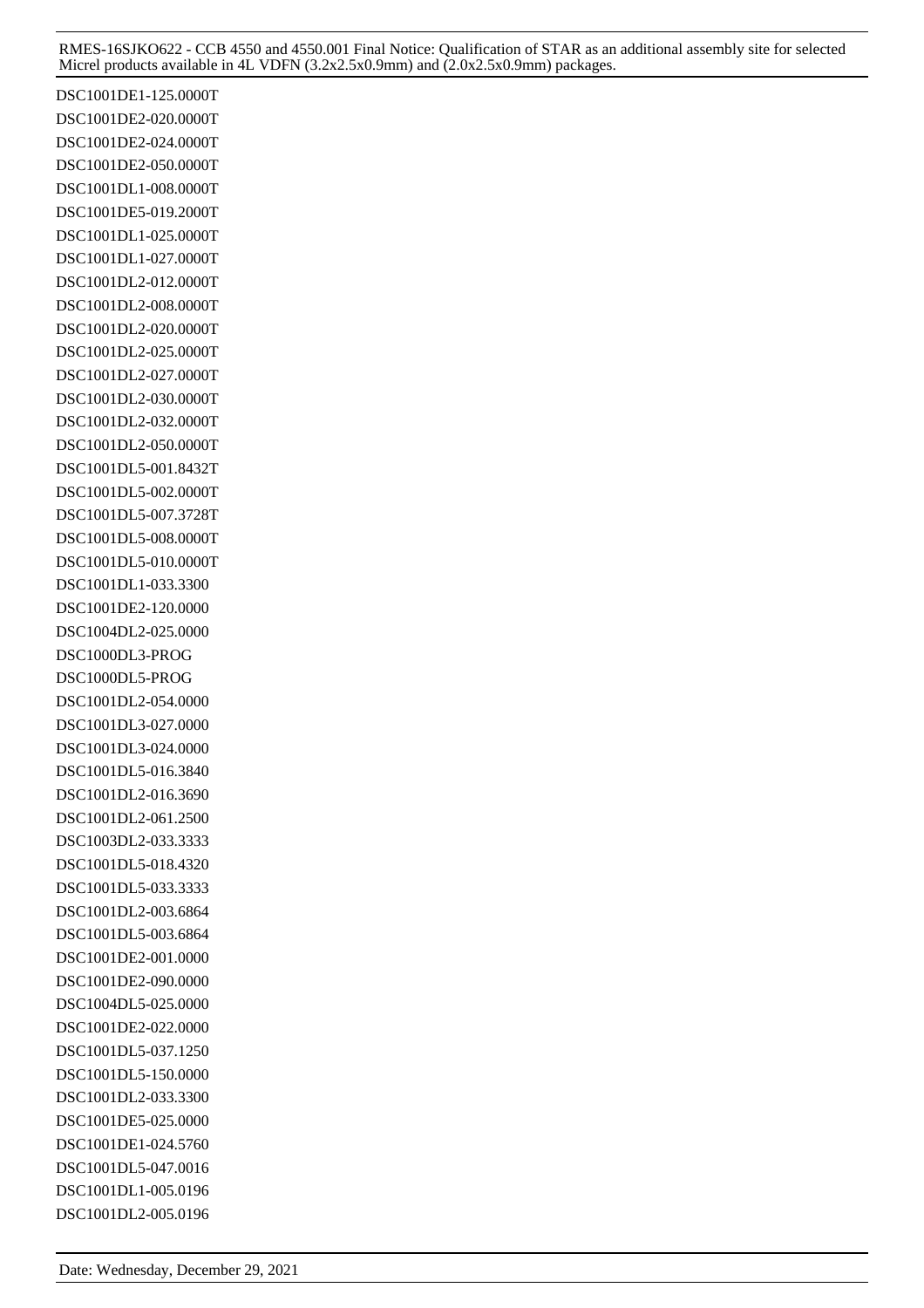DSC1001DE1-125.0000T
DSC1001DE2-020.0000T
DSC1001DE2-024.0000T
DSC1001DE2-050.0000T
DSC1001DL1-008.0000T
DSC1001DE5-019.2000T
DSC1001DL1-025.0000T
DSC1001DL1-027.0000T
DSC1001DL2-012.0000T
DSC1001DL2-008.0000T
DSC1001DL2-020.0000T
DSC1001DL2-025.0000T
DSC1001DL2-027.0000T
DSC1001DL2-030.0000T
DSC1001DL2-032.0000T
DSC1001DL2-050.0000T
DSC1001DL5-001.8432T
DSC1001DL5-002.0000T
DSC1001DL5-007.3728T
DSC1001DL5-008.0000T
DSC1001DL5-010.0000T
DSC1001DL1-033.3300
DSC1001DE2-120.0000
DSC1004DL2-025.0000
DSC1000DL3-PROG
DSC1000DL5-PROG
DSC1001DL2-054.0000
DSC1001DL3-027.0000
DSC1001DL3-024.0000
DSC1001DL5-016.3840
DSC1001DL2-016.3690
DSC1001DL2-061.2500
DSC1003DL2-033.3333
DSC1001DL5-018.4320
DSC1001DL5-033.3333
DSC1001DL2-003.6864
DSC1001DL5-003.6864
DSC1001DE2-001.0000
DSC1001DE2-090.0000
DSC1004DL5-025.0000
DSC1001DE2-022.0000
DSC1001DL5-037.1250
DSC1001DL5-150.0000
DSC1001DL2-033.3300
DSC1001DE5-025.0000
DSC1001DE1-024.5760
DSC1001DL5-047.0016
DSC1001DL1-005.0196
DSC1001DL2-005.0196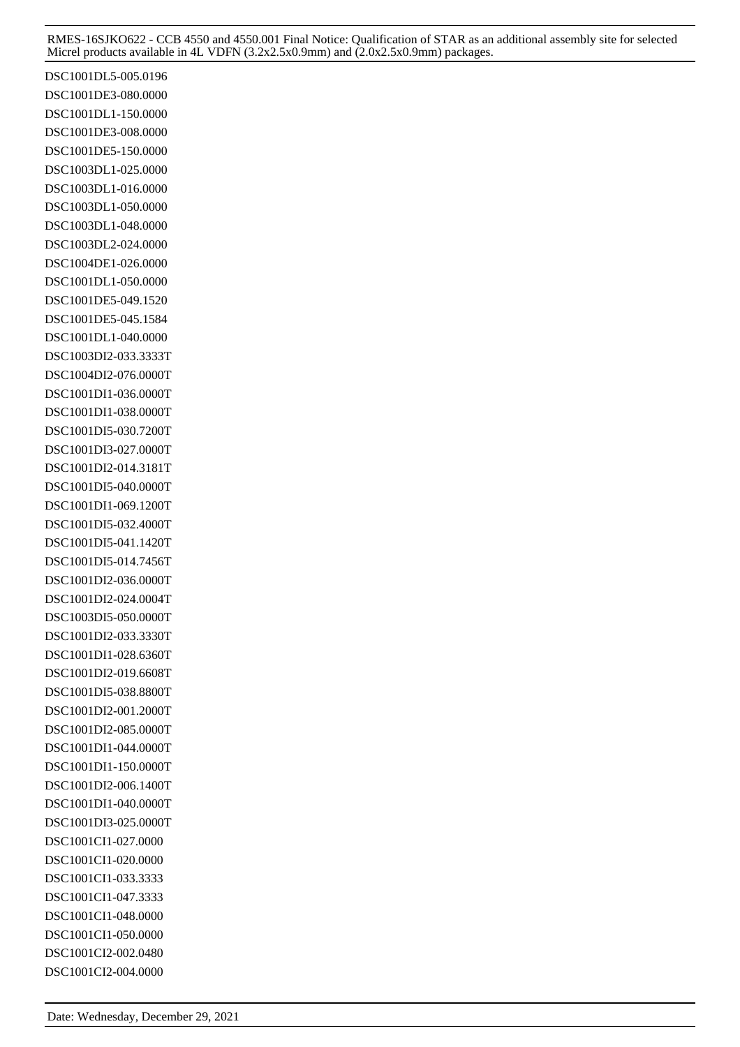DSC1001DL5-005.0196
DSC1001DE3-080.0000
DSC1001DL1-150.0000
DSC1001DE3-008.0000
DSC1001DE5-150.0000
DSC1003DL1-025.0000
DSC1003DL1-016.0000
DSC1003DL1-050.0000
DSC1003DL1-048.0000
DSC1003DL2-024.0000
DSC1004DE1-026.0000
DSC1001DL1-050.0000
DSC1001DE5-049.1520
DSC1001DE5-045.1584
DSC1001DL1-040.0000
DSC1003DI2-033.3333T
DSC1004DI2-076.0000T
DSC1001DI1-036.0000T
DSC1001DI1-038.0000T
DSC1001DI5-030.7200T
DSC1001DI3-027.0000T
DSC1001DI2-014.3181T
DSC1001DI5-040.0000T
DSC1001DI1-069.1200T
DSC1001DI5-032.4000T
DSC1001DI5-041.1420T
DSC1001DI5-014.7456T
DSC1001DI2-036.0000T
DSC1001DI2-024.0004T
DSC1003DI5-050.0000T
DSC1001DI2-033.3330T
DSC1001DI1-028.6360T
DSC1001DI2-019.6608T
DSC1001DI5-038.8800T
DSC1001DI2-001.2000T
DSC1001DI2-085.0000T
DSC1001DI1-044.0000T
DSC1001DI1-150.0000T
DSC1001DI2-006.1400T
DSC1001DI1-040.0000T
DSC1001DI3-025.0000T
DSC1001CI1-027.0000
DSC1001CI1-020.0000
DSC1001CI1-033.3333
DSC1001CI1-047.3333
DSC1001CI1-048.0000
DSC1001CI1-050.0000
DSC1001CI2-002.0480
DSC1001CI2-004.0000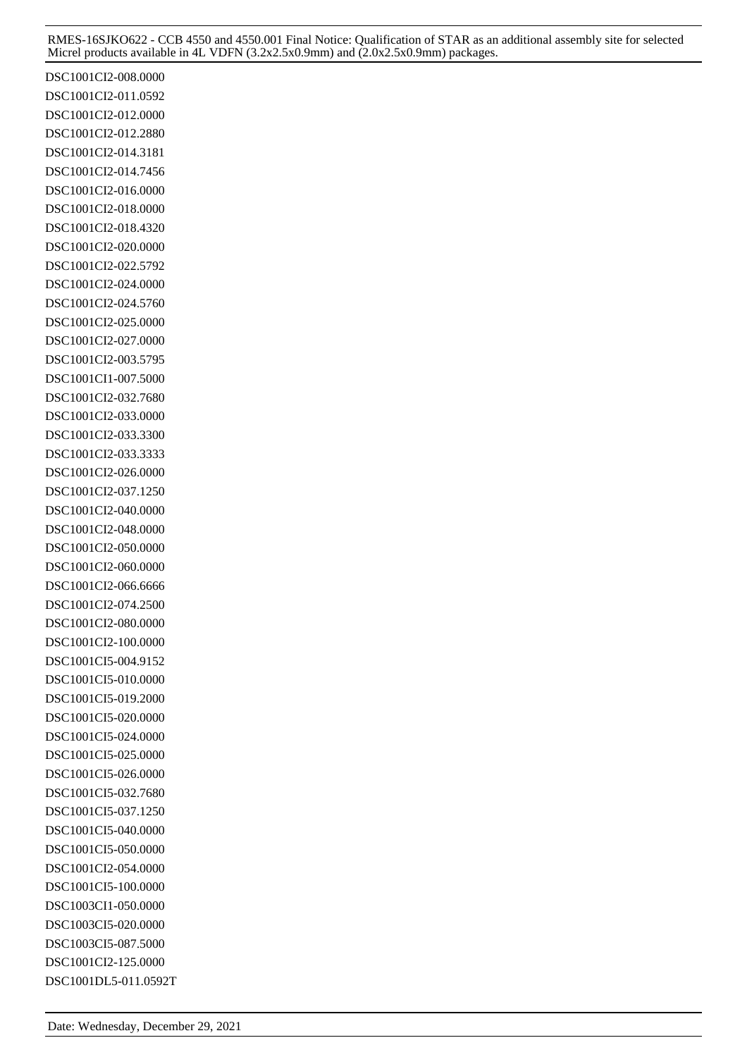DSC1001CI2-008.0000
DSC1001CI2-011.0592
DSC1001CI2-012.0000
DSC1001CI2-012.2880
DSC1001CI2-014.3181
DSC1001CI2-014.7456
DSC1001CI2-016.0000
DSC1001CI2-018.0000
DSC1001CI2-018.4320
DSC1001CI2-020.0000
DSC1001CI2-022.5792
DSC1001CI2-024.0000
DSC1001CI2-024.5760
DSC1001CI2-025.0000
DSC1001CI2-027.0000
DSC1001CI2-003.5795
DSC1001CI1-007.5000
DSC1001CI2-032.7680
DSC1001CI2-033.0000
DSC1001CI2-033.3300
DSC1001CI2-033.3333
DSC1001CI2-026.0000
DSC1001CI2-037.1250
DSC1001CI2-040.0000
DSC1001CI2-048.0000
DSC1001CI2-050.0000
DSC1001CI2-060.0000
DSC1001CI2-066.6666
DSC1001CI2-074.2500
DSC1001CI2-080.0000
DSC1001CI2-100.0000
DSC1001CI5-004.9152
DSC1001CI5-010.0000
DSC1001CI5-019.2000
DSC1001CI5-020.0000
DSC1001CI5-024.0000
DSC1001CI5-025.0000
DSC1001CI5-026.0000
DSC1001CI5-032.7680
DSC1001CI5-037.1250
DSC1001CI5-040.0000
DSC1001CI5-050.0000
DSC1001CI2-054.0000
DSC1001CI5-100.0000
DSC1003CI1-050.0000
DSC1003CI5-020.0000
DSC1003CI5-087.5000
DSC1001CI2-125.0000
DSC1001DL5-011.0592T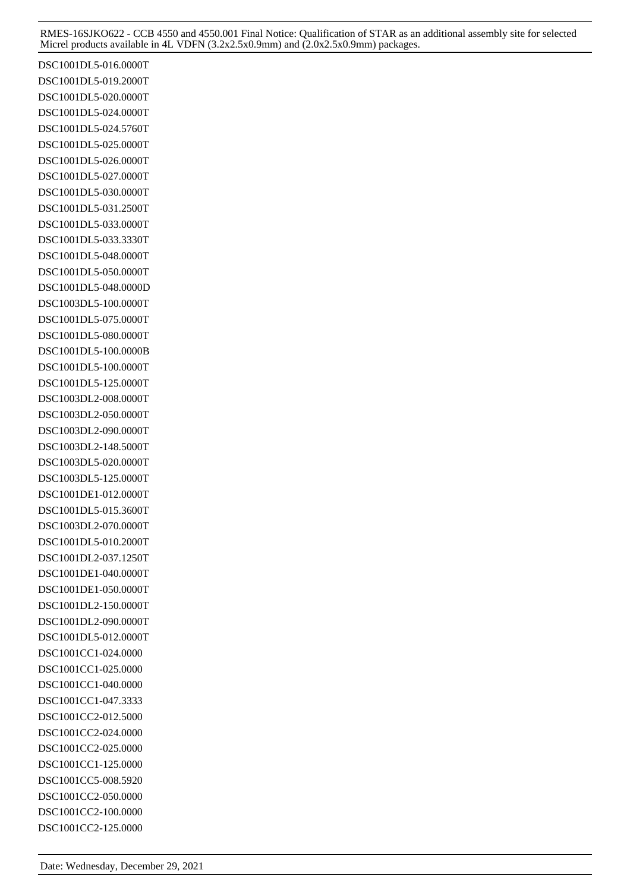DSC1001DL5-016.0000T
DSC1001DL5-019.2000T
DSC1001DL5-020.0000T
DSC1001DL5-024.0000T
DSC1001DL5-024.5760T
DSC1001DL5-025.0000T
DSC1001DL5-026.0000T
DSC1001DL5-027.0000T
DSC1001DL5-030.0000T
DSC1001DL5-031.2500T
DSC1001DL5-033.0000T
DSC1001DL5-033.3330T
DSC1001DL5-048.0000T
DSC1001DL5-050.0000T
DSC1001DL5-048.0000D
DSC1003DL5-100.0000T
DSC1001DL5-075.0000T
DSC1001DL5-080.0000T
DSC1001DL5-100.0000B
DSC1001DL5-100.0000T
DSC1001DL5-125.0000T
DSC1003DL2-008.0000T
DSC1003DL2-050.0000T
DSC1003DL2-090.0000T
DSC1003DL2-148.5000T
DSC1003DL5-020.0000T
DSC1003DL5-125.0000T
DSC1001DE1-012.0000T
DSC1001DL5-015.3600T
DSC1003DL2-070.0000T
DSC1001DL5-010.2000T
DSC1001DL2-037.1250T
DSC1001DE1-040.0000T
DSC1001DE1-050.0000T
DSC1001DL2-150.0000T
DSC1001DL2-090.0000T
DSC1001DL5-012.0000T
DSC1001CC1-024.0000
DSC1001CC1-025.0000
DSC1001CC1-040.0000
DSC1001CC1-047.3333
DSC1001CC2-012.5000
DSC1001CC2-024.0000
DSC1001CC2-025.0000
DSC1001CC1-125.0000
DSC1001CC5-008.5920
DSC1001CC2-050.0000
DSC1001CC2-100.0000
DSC1001CC2-125.0000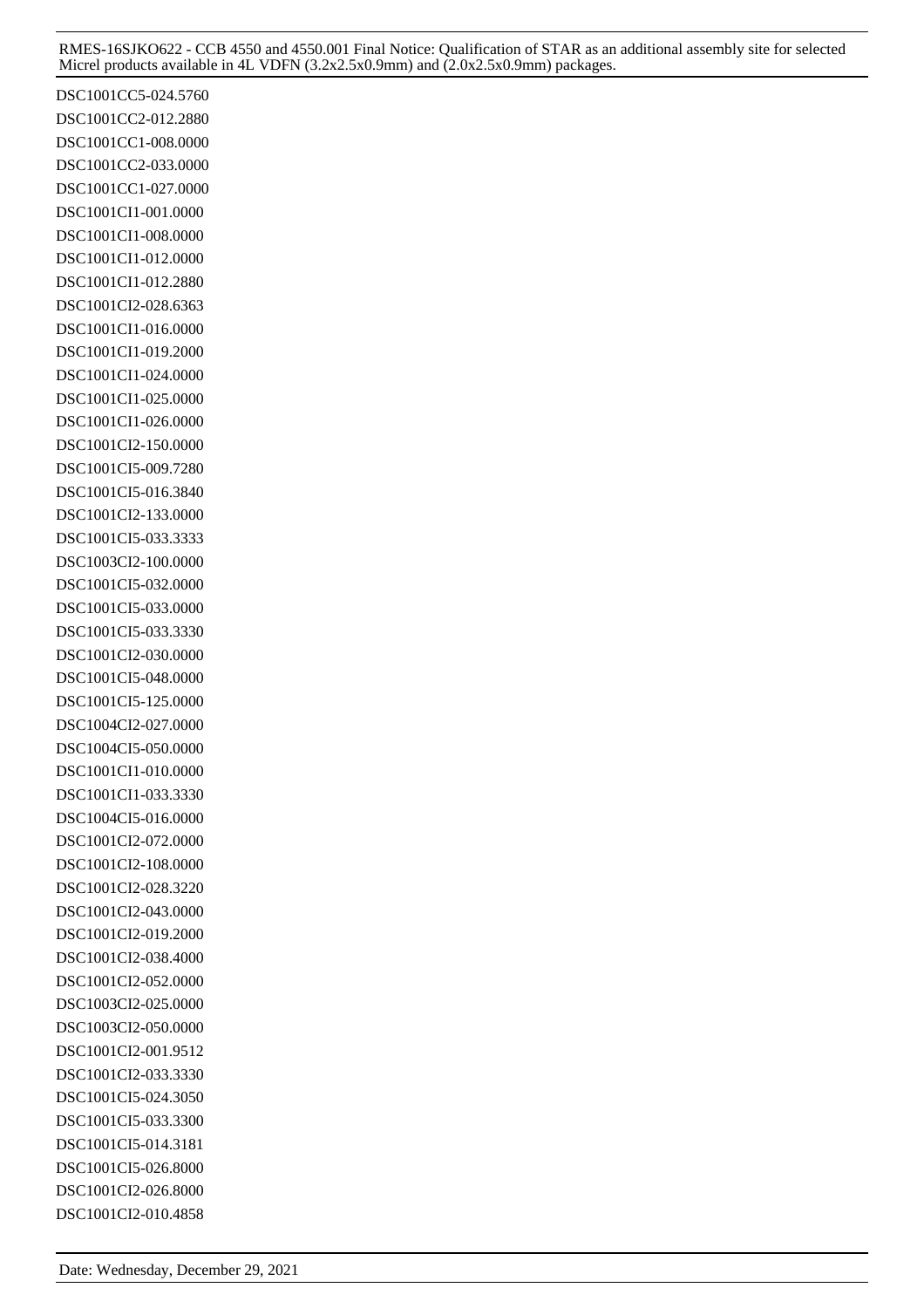DSC1001CC5-024.5760
DSC1001CC2-012.2880
DSC1001CC1-008.0000
DSC1001CC2-033.0000
DSC1001CC1-027.0000
DSC1001CI1-001.0000
DSC1001CI1-008.0000
DSC1001CI1-012.0000
DSC1001CI1-012.2880
DSC1001CI2-028.6363
DSC1001CI1-016.0000
DSC1001CI1-019.2000
DSC1001CI1-024.0000
DSC1001CI1-025.0000
DSC1001CI1-026.0000
DSC1001CI2-150.0000
DSC1001CI5-009.7280
DSC1001CI5-016.3840
DSC1001CI2-133.0000
DSC1001CI5-033.3333
DSC1003CI2-100.0000
DSC1001CI5-032.0000
DSC1001CI5-033.0000
DSC1001CI5-033.3330
DSC1001CI2-030.0000
DSC1001CI5-048.0000
DSC1001CI5-125.0000
DSC1004CI2-027.0000
DSC1004CI5-050.0000
DSC1001CI1-010.0000
DSC1001CI1-033.3330
DSC1004CI5-016.0000
DSC1001CI2-072.0000
DSC1001CI2-108.0000
DSC1001CI2-028.3220
DSC1001CI2-043.0000
DSC1001CI2-019.2000
DSC1001CI2-038.4000
DSC1001CI2-052.0000
DSC1003CI2-025.0000
DSC1003CI2-050.0000
DSC1001CI2-001.9512
DSC1001CI2-033.3330
DSC1001CI5-024.3050
DSC1001CI5-033.3300
DSC1001CI5-014.3181
DSC1001CI5-026.8000
DSC1001CI2-026.8000
DSC1001CI2-010.4858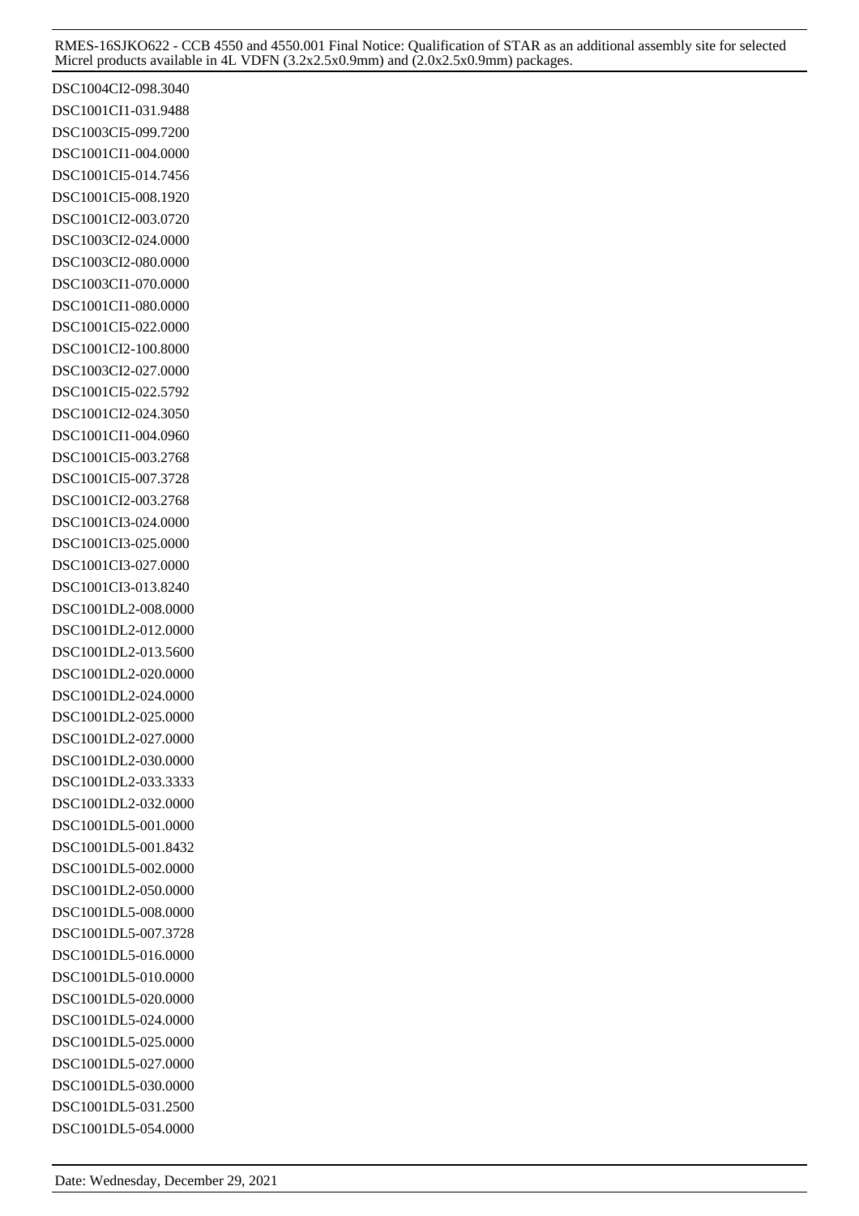DSC1004CI2-098.3040
DSC1001CI1-031.9488
DSC1003CI5-099.7200
DSC1001CI1-004.0000
DSC1001CI5-014.7456
DSC1001CI5-008.1920
DSC1001CI2-003.0720
DSC1003CI2-024.0000
DSC1003CI2-080.0000
DSC1003CI1-070.0000
DSC1001CI1-080.0000
DSC1001CI5-022.0000
DSC1001CI2-100.8000
DSC1003CI2-027.0000
DSC1001CI5-022.5792
DSC1001CI2-024.3050
DSC1001CI1-004.0960
DSC1001CI5-003.2768
DSC1001CI5-007.3728
DSC1001CI2-003.2768
DSC1001CI3-024.0000
DSC1001CI3-025.0000
DSC1001CI3-027.0000
DSC1001CI3-013.8240
DSC1001DL2-008.0000
DSC1001DL2-012.0000
DSC1001DL2-013.5600
DSC1001DL2-020.0000
DSC1001DL2-024.0000
DSC1001DL2-025.0000
DSC1001DL2-027.0000
DSC1001DL2-030.0000
DSC1001DL2-033.3333
DSC1001DL2-032.0000
DSC1001DL5-001.0000
DSC1001DL5-001.8432
DSC1001DL5-002.0000
DSC1001DL2-050.0000
DSC1001DL5-008.0000
DSC1001DL5-007.3728
DSC1001DL5-016.0000
DSC1001DL5-010.0000
DSC1001DL5-020.0000
DSC1001DL5-024.0000
DSC1001DL5-025.0000
DSC1001DL5-027.0000
DSC1001DL5-030.0000
DSC1001DL5-031.2500
DSC1001DL5-054.0000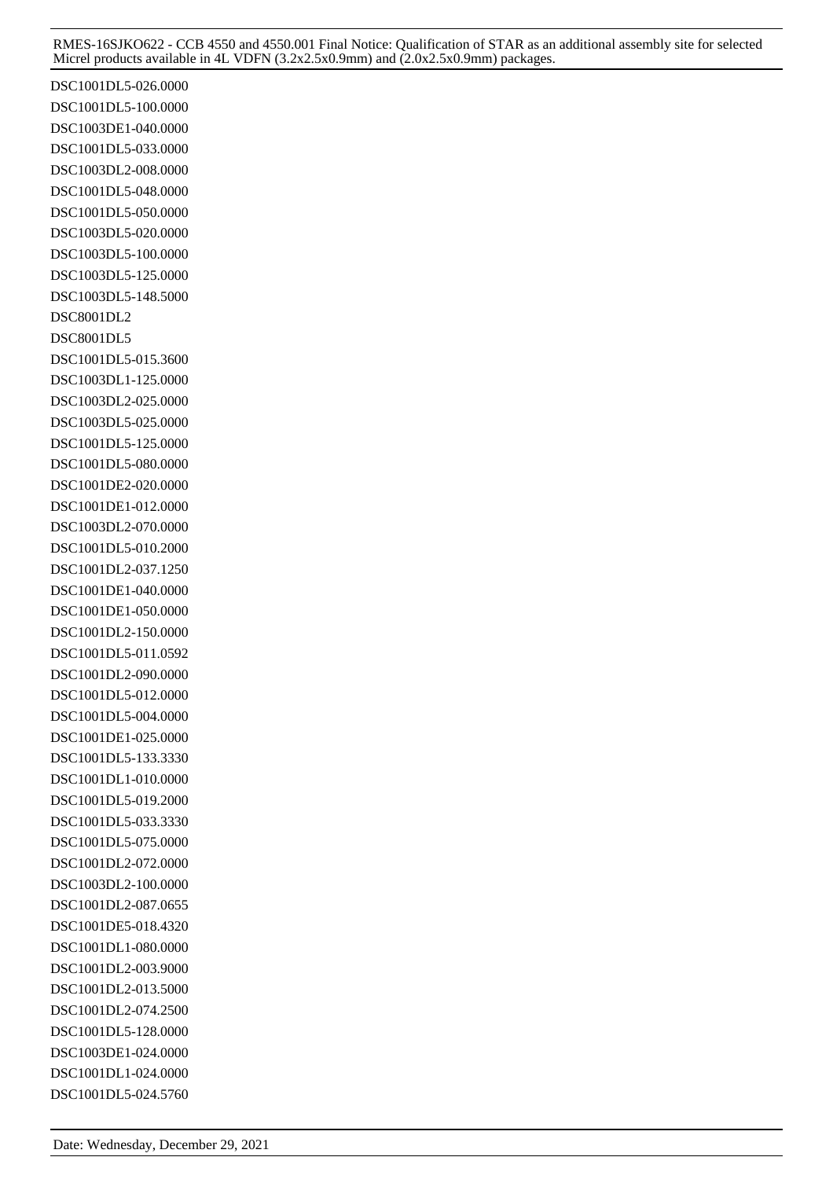DSC1001DL5-026.0000
DSC1001DL5-100.0000
DSC1003DE1-040.0000
DSC1001DL5-033.0000
DSC1003DL2-008.0000
DSC1001DL5-048.0000
DSC1001DL5-050.0000
DSC1003DL5-020.0000
DSC1003DL5-100.0000
DSC1003DL5-125.0000
DSC1003DL5-148.5000
DSC8001DL2
DSC8001DL5
DSC1001DL5-015.3600
DSC1003DL1-125.0000
DSC1003DL2-025.0000
DSC1003DL5-025.0000
DSC1001DL5-125.0000
DSC1001DL5-080.0000
DSC1001DE2-020.0000
DSC1001DE1-012.0000
DSC1003DL2-070.0000
DSC1001DL5-010.2000
DSC1001DL2-037.1250
DSC1001DE1-040.0000
DSC1001DE1-050.0000
DSC1001DL2-150.0000
DSC1001DL5-011.0592
DSC1001DL2-090.0000
DSC1001DL5-012.0000
DSC1001DL5-004.0000
DSC1001DE1-025.0000
DSC1001DL5-133.3330
DSC1001DL1-010.0000
DSC1001DL5-019.2000
DSC1001DL5-033.3330
DSC1001DL5-075.0000
DSC1001DL2-072.0000
DSC1003DL2-100.0000
DSC1001DL2-087.0655
DSC1001DE5-018.4320
DSC1001DL1-080.0000
DSC1001DL2-003.9000
DSC1001DL2-013.5000
DSC1001DL2-074.2500
DSC1001DL5-128.0000
DSC1003DE1-024.0000
DSC1001DL1-024.0000
DSC1001DL5-024.5760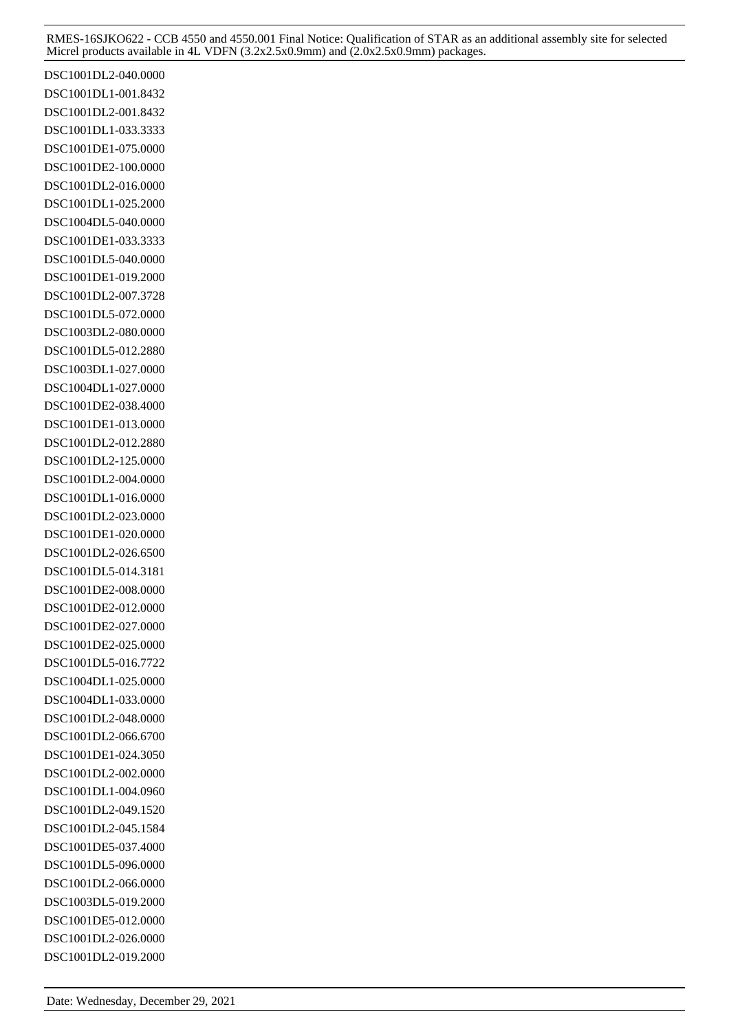DSC1001DL2-040.0000
DSC1001DL1-001.8432
DSC1001DL2-001.8432
DSC1001DL1-033.3333
DSC1001DE1-075.0000
DSC1001DE2-100.0000
DSC1001DL2-016.0000
DSC1001DL1-025.2000
DSC1004DL5-040.0000
DSC1001DE1-033.3333
DSC1001DL5-040.0000
DSC1001DE1-019.2000
DSC1001DL2-007.3728
DSC1001DL5-072.0000
DSC1003DL2-080.0000
DSC1001DL5-012.2880
DSC1003DL1-027.0000
DSC1004DL1-027.0000
DSC1001DE2-038.4000
DSC1001DE1-013.0000
DSC1001DL2-012.2880
DSC1001DL2-125.0000
DSC1001DL2-004.0000
DSC1001DL1-016.0000
DSC1001DL2-023.0000
DSC1001DE1-020.0000
DSC1001DL2-026.6500
DSC1001DL5-014.3181
DSC1001DE2-008.0000
DSC1001DE2-012.0000
DSC1001DE2-027.0000
DSC1001DE2-025.0000
DSC1001DL5-016.7722
DSC1004DL1-025.0000
DSC1004DL1-033.0000
DSC1001DL2-048.0000
DSC1001DL2-066.6700
DSC1001DE1-024.3050
DSC1001DL2-002.0000
DSC1001DL1-004.0960
DSC1001DL2-049.1520
DSC1001DL2-045.1584
DSC1001DE5-037.4000
DSC1001DL5-096.0000
DSC1001DL2-066.0000
DSC1003DL5-019.2000
DSC1001DE5-012.0000
DSC1001DL2-026.0000
DSC1001DL2-019.2000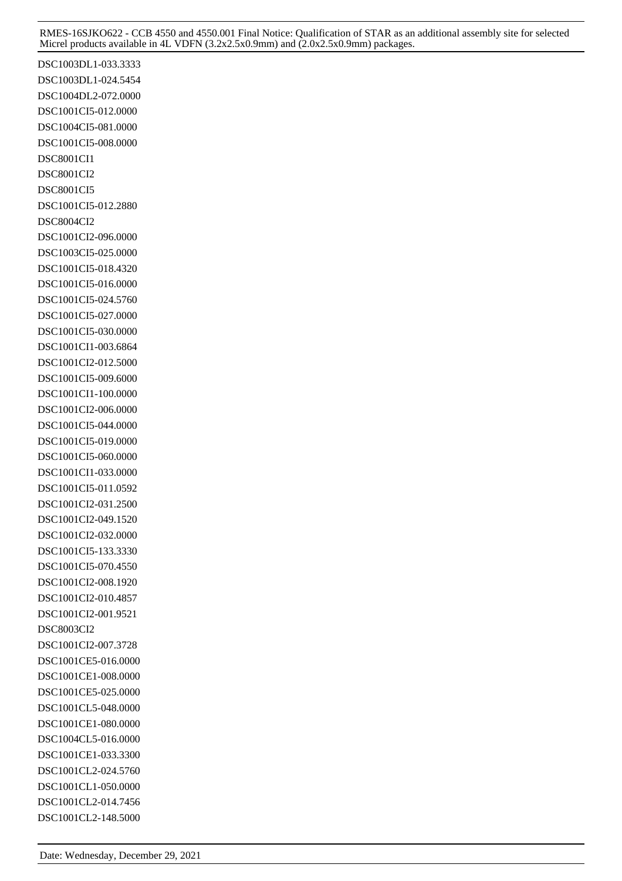DSC1003DL1-033.3333

DSC1003DL1-024.5454

DSC1004DL2-072.0000

DSC1001CI5-012.0000

DSC1004CI5-081.0000

DSC1001CI5-008.0000

DSC8001CI1

DSC8001CI2

DSC8001CI5

DSC1001CI5-012.2880

DSC8004CI2

DSC1001CI2-096.0000

DSC1003CI5-025.0000

DSC1001CI5-018.4320

DSC1001CI5-016.0000

DSC1001CI5-024.5760

DSC1001CI5-027.0000

DSC1001CI5-030.0000

DSC1001CI1-003.6864

DSC1001CI2-012.5000

DSC1001CI5-009.6000

DSC1001CI1-100.0000

DSC1001CI2-006.0000

DSC1001CI5-044.0000

DSC1001CI5-019.0000

DSC1001CI5-060.0000

DSC1001CI1-033.0000

DSC1001CI5-011.0592

DSC1001CI2-031.2500

DSC1001CI2-049.1520

DSC1001CI2-032.0000

DSC1001CI5-133.3330

DSC1001CI5-070.4550

DSC1001CI2-008.1920

DSC1001CI2-010.4857

DSC1001CI2-001.9521

DSC8003CI2

DSC1001CI2-007.3728

DSC1001CE5-016.0000

DSC1001CE1-008.0000

DSC1001CE5-025.0000

DSC1001CL5-048.0000

DSC1001CE1-080.0000

DSC1004CL5-016.0000

DSC1001CE1-033.3300

DSC1001CL2-024.5760

DSC1001CL1-050.0000

DSC1001CL2-014.7456

DSC1001CL2-148.5000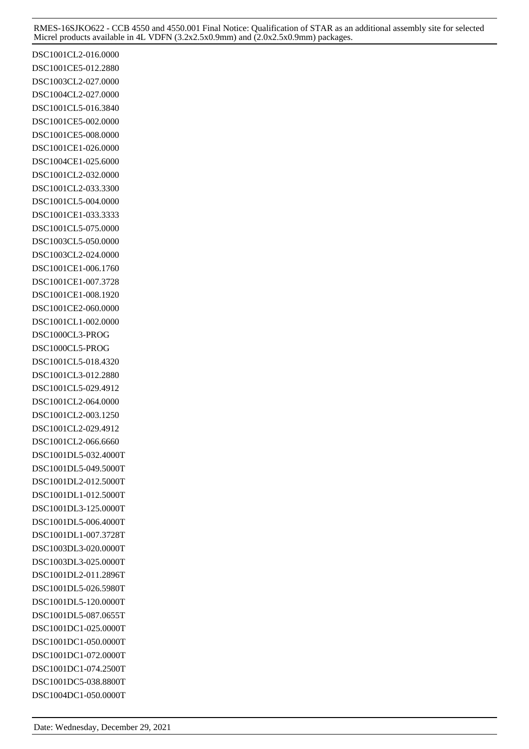DSC1001CL2-016.0000
DSC1001CE5-012.2880
DSC1003CL2-027.0000
DSC1004CL2-027.0000
DSC1001CL5-016.3840
DSC1001CE5-002.0000
DSC1001CE5-008.0000
DSC1001CE1-026.0000
DSC1004CE1-025.6000
DSC1001CL2-032.0000
DSC1001CL2-033.3300
DSC1001CL5-004.0000
DSC1001CE1-033.3333
DSC1001CL5-075.0000
DSC1003CL5-050.0000
DSC1003CL2-024.0000
DSC1001CE1-006.1760
DSC1001CE1-007.3728
DSC1001CE1-008.1920
DSC1001CE2-060.0000
DSC1001CL1-002.0000
DSC1000CL3-PROG
DSC1000CL5-PROG
DSC1001CL5-018.4320
DSC1001CL3-012.2880
DSC1001CL5-029.4912
DSC1001CL2-064.0000
DSC1001CL2-003.1250
DSC1001CL2-029.4912
DSC1001CL2-066.6660
DSC1001DL5-032.4000T
DSC1001DL5-049.5000T
DSC1001DL2-012.5000T
DSC1001DL1-012.5000T
DSC1001DL3-125.0000T
DSC1001DL5-006.4000T
DSC1001DL1-007.3728T
DSC1003DL3-020.0000T
DSC1003DL3-025.0000T
DSC1001DL2-011.2896T
DSC1001DL5-026.5980T
DSC1001DL5-120.0000T
DSC1001DL5-087.0655T
DSC1001DC1-025.0000T
DSC1001DC1-050.0000T
DSC1001DC1-072.0000T
DSC1001DC1-074.2500T
DSC1001DC5-038.8800T
DSC1004DC1-050.0000T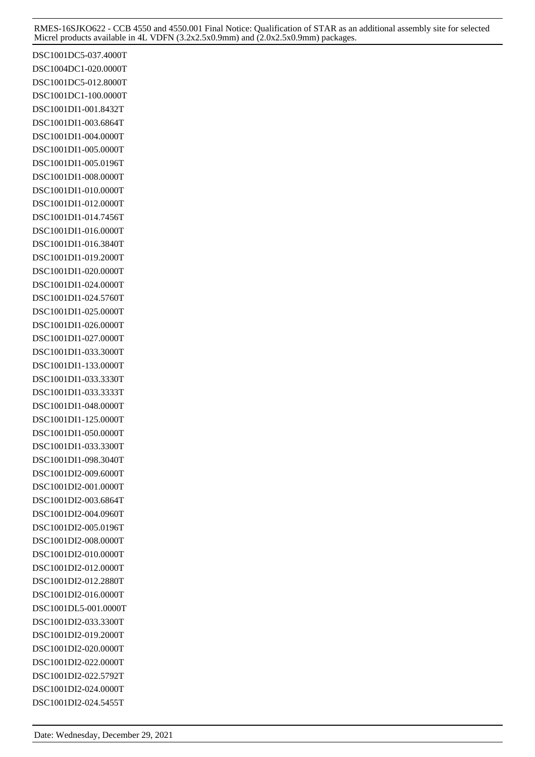DSC1001DC5-037.4000T
DSC1004DC1-020.0000T
DSC1001DC5-012.8000T
DSC1001DC1-100.0000T
DSC1001DI1-001.8432T
DSC1001DI1-003.6864T
DSC1001DI1-004.0000T
DSC1001DI1-005.0000T
DSC1001DI1-005.0196T
DSC1001DI1-008.0000T
DSC1001DI1-010.0000T
DSC1001DI1-012.0000T
DSC1001DI1-014.7456T
DSC1001DI1-016.0000T
DSC1001DI1-016.3840T
DSC1001DI1-019.2000T
DSC1001DI1-020.0000T
DSC1001DI1-024.0000T
DSC1001DI1-024.5760T
DSC1001DI1-025.0000T
DSC1001DI1-026.0000T
DSC1001DI1-027.0000T
DSC1001DI1-033.3000T
DSC1001DI1-133.0000T
DSC1001DI1-033.3330T
DSC1001DI1-033.3333T
DSC1001DI1-048.0000T
DSC1001DI1-125.0000T
DSC1001DI1-050.0000T
DSC1001DI1-033.3300T
DSC1001DI1-098.3040T
DSC1001DI2-009.6000T
DSC1001DI2-001.0000T
DSC1001DI2-003.6864T
DSC1001DI2-004.0960T
DSC1001DI2-005.0196T
DSC1001DI2-008.0000T
DSC1001DI2-010.0000T
DSC1001DI2-012.0000T
DSC1001DI2-012.2880T
DSC1001DI2-016.0000T
DSC1001DL5-001.0000T
DSC1001DI2-033.3300T
DSC1001DI2-019.2000T
DSC1001DI2-020.0000T
DSC1001DI2-022.0000T
DSC1001DI2-022.5792T
DSC1001DI2-024.0000T
DSC1001DI2-024.5455T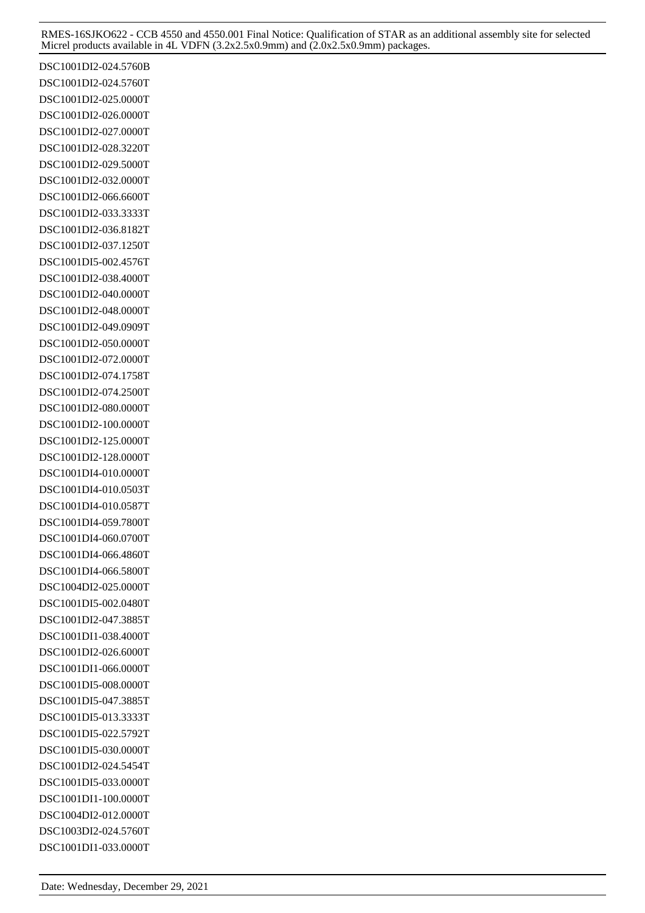DSC1001DI2-024.5760B
DSC1001DI2-024.5760T
DSC1001DI2-025.0000T
DSC1001DI2-026.0000T
DSC1001DI2-027.0000T
DSC1001DI2-028.3220T
DSC1001DI2-029.5000T
DSC1001DI2-032.0000T
DSC1001DI2-066.6600T
DSC1001DI2-033.3333T
DSC1001DI2-036.8182T
DSC1001DI2-037.1250T
DSC1001DI5-002.4576T
DSC1001DI2-038.4000T
DSC1001DI2-040.0000T
DSC1001DI2-048.0000T
DSC1001DI2-049.0909T
DSC1001DI2-050.0000T
DSC1001DI2-072.0000T
DSC1001DI2-074.1758T
DSC1001DI2-074.2500T
DSC1001DI2-080.0000T
DSC1001DI2-100.0000T
DSC1001DI2-125.0000T
DSC1001DI2-128.0000T
DSC1001DI4-010.0000T
DSC1001DI4-010.0503T
DSC1001DI4-010.0587T
DSC1001DI4-059.7800T
DSC1001DI4-060.0700T
DSC1001DI4-066.4860T
DSC1001DI4-066.5800T
DSC1004DI2-025.0000T
DSC1001DI5-002.0480T
DSC1001DI2-047.3885T
DSC1001DI1-038.4000T
DSC1001DI2-026.6000T
DSC1001DI1-066.0000T
DSC1001DI5-008.0000T
DSC1001DI5-047.3885T
DSC1001DI5-013.3333T
DSC1001DI5-022.5792T
DSC1001DI5-030.0000T
DSC1001DI2-024.5454T
DSC1001DI5-033.0000T
DSC1001DI1-100.0000T
DSC1004DI2-012.0000T
DSC1003DI2-024.5760T
DSC1001DI1-033.0000T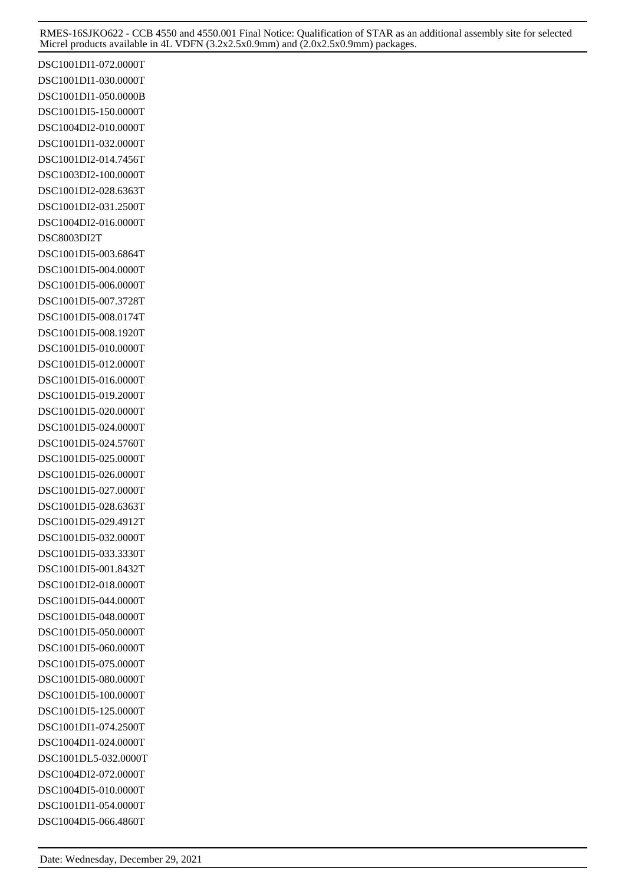DSC1001DI1-072.0000T
DSC1001DI1-030.0000T
DSC1001DI1-050.0000B
DSC1001DI5-150.0000T
DSC1004DI2-010.0000T
DSC1001DI1-032.0000T
DSC1001DI2-014.7456T
DSC1003DI2-100.0000T
DSC1001DI2-028.6363T
DSC1001DI2-031.2500T
DSC1004DI2-016.0000T
DSC8003DI2T
DSC1001DI5-003.6864T
DSC1001DI5-004.0000T
DSC1001DI5-006.0000T
DSC1001DI5-007.3728T
DSC1001DI5-008.0174T
DSC1001DI5-008.1920T
DSC1001DI5-010.0000T
DSC1001DI5-012.0000T
DSC1001DI5-016.0000T
DSC1001DI5-019.2000T
DSC1001DI5-020.0000T
DSC1001DI5-024.0000T
DSC1001DI5-024.5760T
DSC1001DI5-025.0000T
DSC1001DI5-026.0000T
DSC1001DI5-027.0000T
DSC1001DI5-028.6363T
DSC1001DI5-029.4912T
DSC1001DI5-032.0000T
DSC1001DI5-033.3330T
DSC1001DI5-001.8432T
DSC1001DI2-018.0000T
DSC1001DI5-044.0000T
DSC1001DI5-048.0000T
DSC1001DI5-050.0000T
DSC1001DI5-060.0000T
DSC1001DI5-075.0000T
DSC1001DI5-080.0000T
DSC1001DI5-100.0000T
DSC1001DI5-125.0000T
DSC1001DI1-074.2500T
DSC1004DI1-024.0000T
DSC1001DL5-032.0000T
DSC1004DI2-072.0000T
DSC1004DI5-010.0000T
DSC1001DI1-054.0000T
DSC1004DI5-066.4860T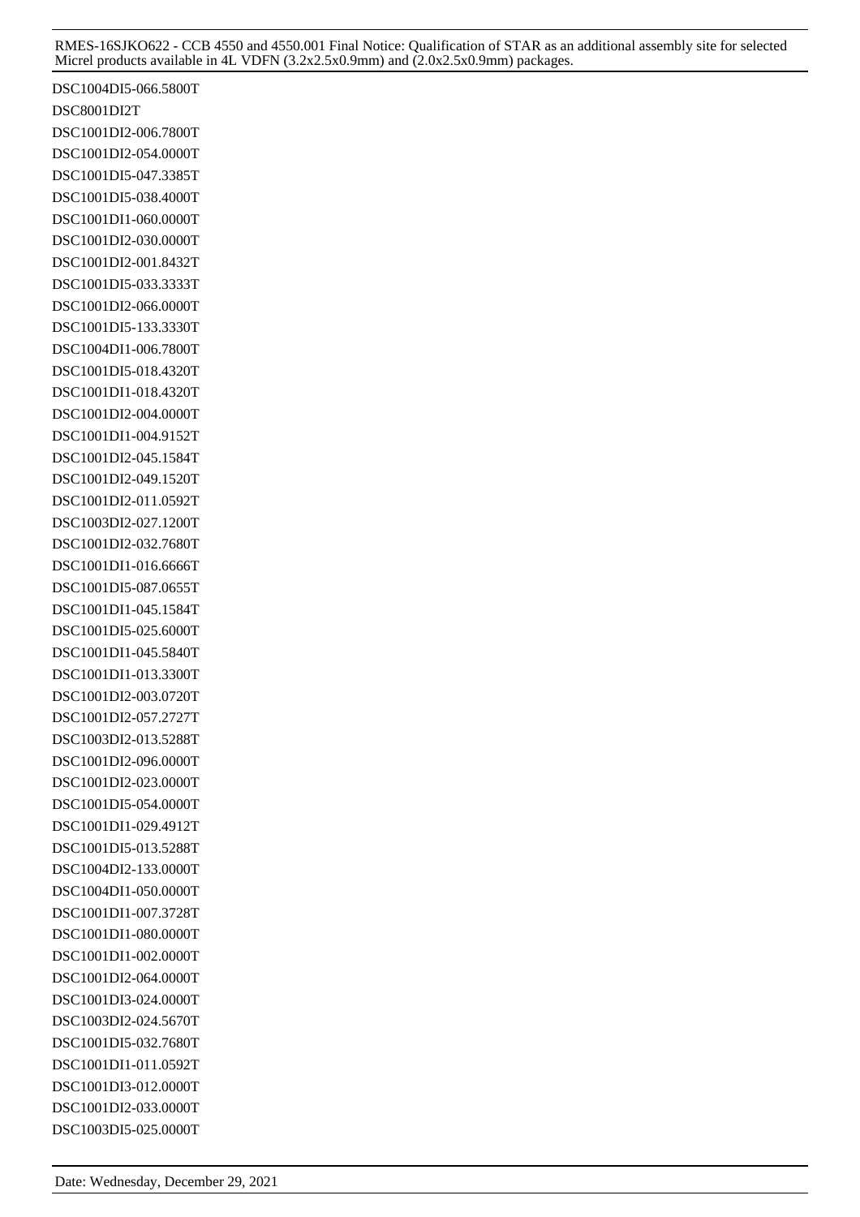DSC1004DI5-066.5800T
DSC8001DI2T
DSC1001DI2-006.7800T
DSC1001DI2-054.0000T
DSC1001DI5-047.3385T
DSC1001DI5-038.4000T
DSC1001DI1-060.0000T
DSC1001DI2-030.0000T
DSC1001DI2-001.8432T
DSC1001DI5-033.3333T
DSC1001DI2-066.0000T
DSC1001DI5-133.3330T
DSC1004DI1-006.7800T
DSC1001DI5-018.4320T
DSC1001DI1-018.4320T
DSC1001DI2-004.0000T
DSC1001DI1-004.9152T
DSC1001DI2-045.1584T
DSC1001DI2-049.1520T
DSC1001DI2-011.0592T
DSC1003DI2-027.1200T
DSC1001DI2-032.7680T
DSC1001DI1-016.6666T
DSC1001DI5-087.0655T
DSC1001DI1-045.1584T
DSC1001DI5-025.6000T
DSC1001DI1-045.5840T
DSC1001DI1-013.3300T
DSC1001DI2-003.0720T
DSC1001DI2-057.2727T
DSC1003DI2-013.5288T
DSC1001DI2-096.0000T
DSC1001DI2-023.0000T
DSC1001DI5-054.0000T
DSC1001DI1-029.4912T
DSC1001DI5-013.5288T
DSC1004DI2-133.0000T
DSC1004DI1-050.0000T
DSC1001DI1-007.3728T
DSC1001DI1-080.0000T
DSC1001DI1-002.0000T
DSC1001DI2-064.0000T
DSC1001DI3-024.0000T
DSC1003DI2-024.5670T
DSC1001DI5-032.7680T
DSC1001DI1-011.0592T
DSC1001DI3-012.0000T
DSC1001DI2-033.0000T
DSC1003DI5-025.0000T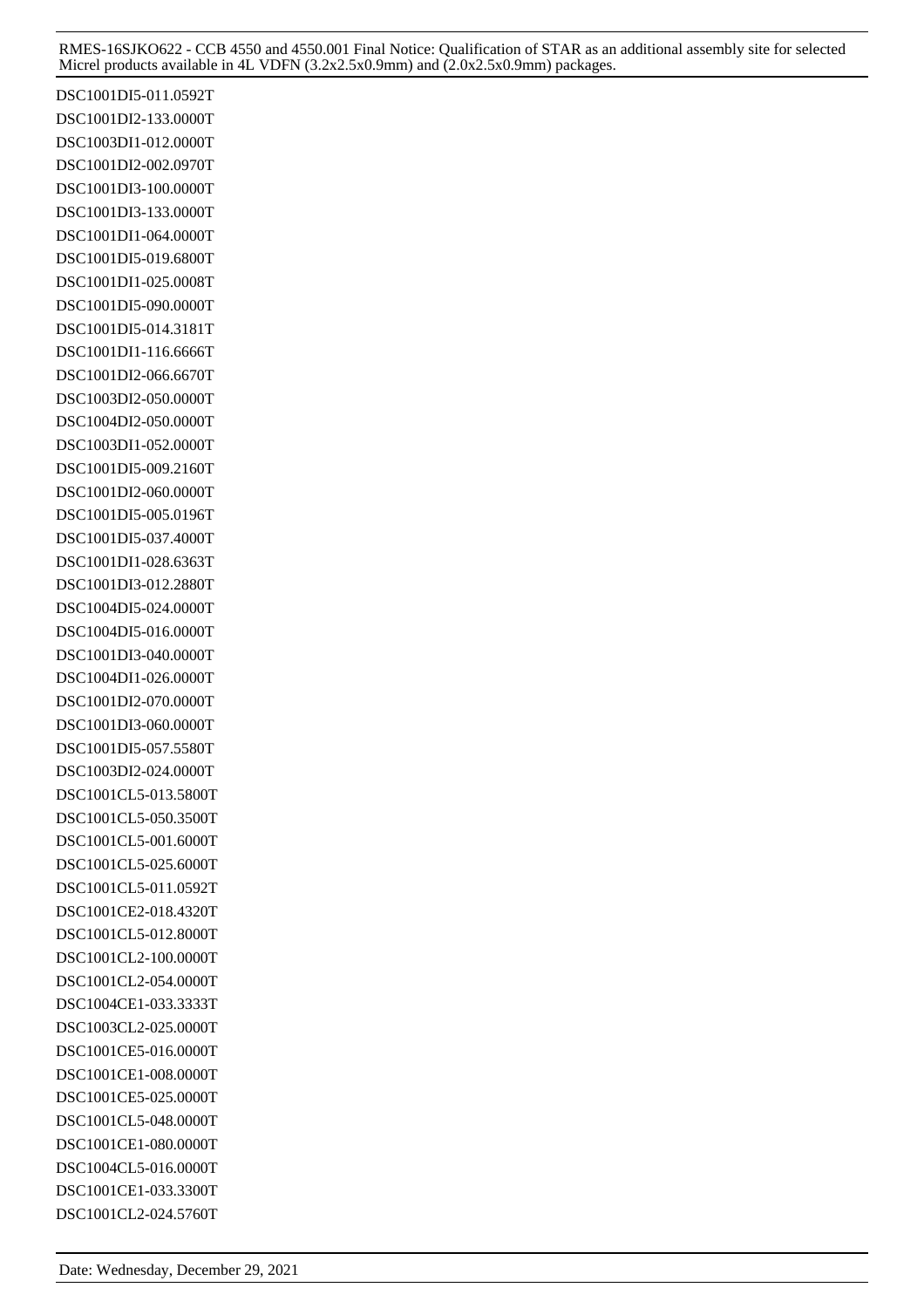DSC1001DI5-011.0592T
DSC1001DI2-133.0000T
DSC1003DI1-012.0000T
DSC1001DI2-002.0970T
DSC1001DI3-100.0000T
DSC1001DI3-133.0000T
DSC1001DI1-064.0000T
DSC1001DI5-019.6800T
DSC1001DI1-025.0008T
DSC1001DI5-090.0000T
DSC1001DI5-014.3181T
DSC1001DI1-116.6666T
DSC1001DI2-066.6670T
DSC1003DI2-050.0000T
DSC1004DI2-050.0000T
DSC1003DI1-052.0000T
DSC1001DI5-009.2160T
DSC1001DI2-060.0000T
DSC1001DI5-005.0196T
DSC1001DI5-037.4000T
DSC1001DI1-028.6363T
DSC1001DI3-012.2880T
DSC1004DI5-024.0000T
DSC1004DI5-016.0000T
DSC1001DI3-040.0000T
DSC1004DI1-026.0000T
DSC1001DI2-070.0000T
DSC1001DI3-060.0000T
DSC1001DI5-057.5580T
DSC1003DI2-024.0000T
DSC1001CL5-013.5800T
DSC1001CL5-050.3500T
DSC1001CL5-001.6000T
DSC1001CL5-025.6000T
DSC1001CL5-011.0592T
DSC1001CE2-018.4320T
DSC1001CL5-012.8000T
DSC1001CL2-100.0000T
DSC1001CL2-054.0000T
DSC1004CE1-033.3333T
DSC1003CL2-025.0000T
DSC1001CE5-016.0000T
DSC1001CE1-008.0000T
DSC1001CE5-025.0000T
DSC1001CL5-048.0000T
DSC1001CE1-080.0000T
DSC1004CL5-016.0000T
DSC1001CE1-033.3300T
DSC1001CL2-024.5760T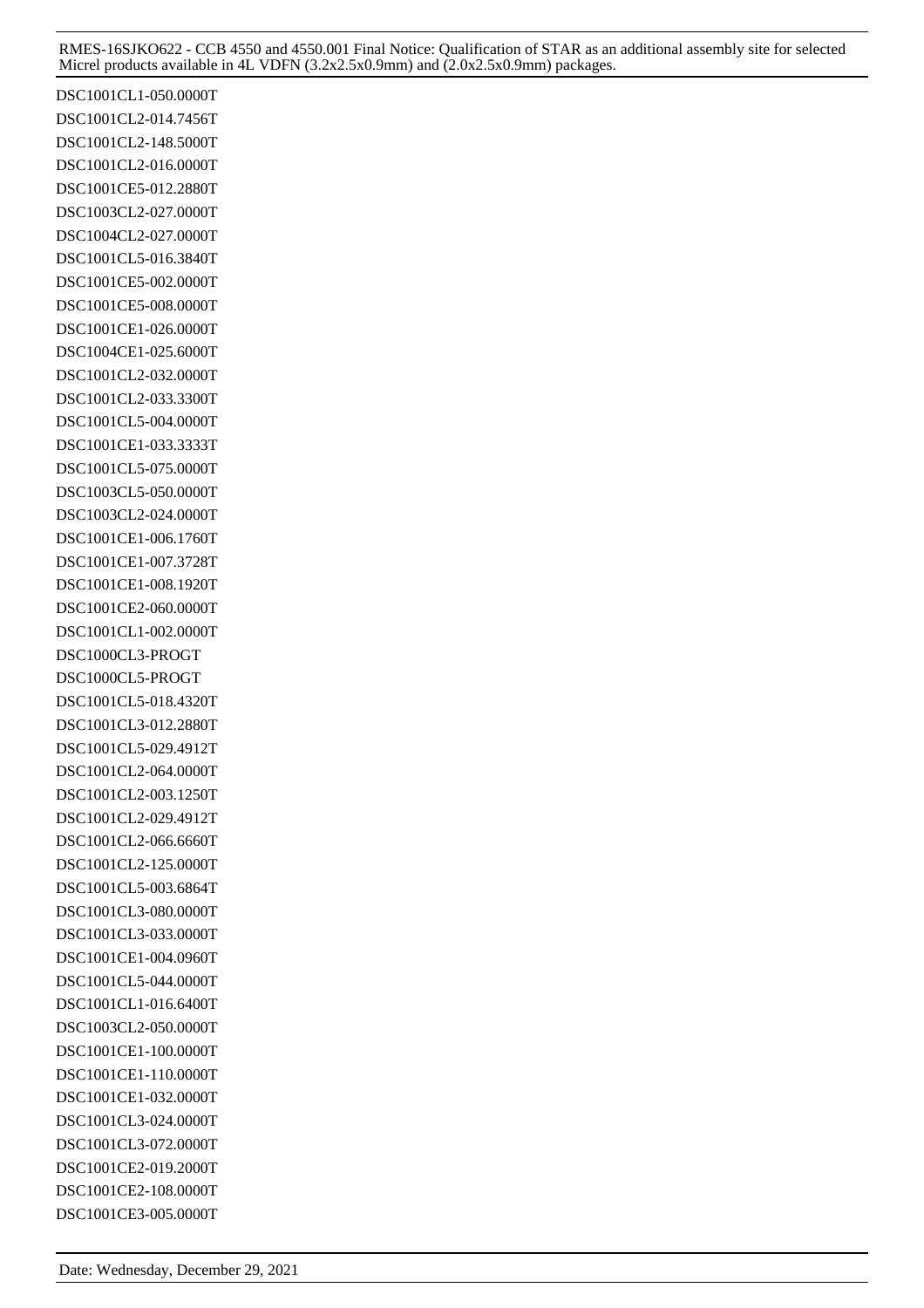DSC1001CL1-050.0000T
DSC1001CL2-014.7456T
DSC1001CL2-148.5000T
DSC1001CL2-016.0000T
DSC1001CE5-012.2880T
DSC1003CL2-027.0000T
DSC1004CL2-027.0000T
DSC1001CL5-016.3840T
DSC1001CE5-002.0000T
DSC1001CE5-008.0000T
DSC1001CE1-026.0000T
DSC1004CE1-025.6000T
DSC1001CL2-032.0000T
DSC1001CL2-033.3300T
DSC1001CL5-004.0000T
DSC1001CE1-033.3333T
DSC1001CL5-075.0000T
DSC1003CL5-050.0000T
DSC1003CL2-024.0000T
DSC1001CE1-006.1760T
DSC1001CE1-007.3728T
DSC1001CE1-008.1920T
DSC1001CE2-060.0000T
DSC1001CL1-002.0000T
DSC1000CL3-PROGT
DSC1000CL5-PROGT
DSC1001CL5-018.4320T
DSC1001CL3-012.2880T
DSC1001CL5-029.4912T
DSC1001CL2-064.0000T
DSC1001CL2-003.1250T
DSC1001CL2-029.4912T
DSC1001CL2-066.6660T
DSC1001CL2-125.0000T
DSC1001CL5-003.6864T
DSC1001CL3-080.0000T
DSC1001CL3-033.0000T
DSC1001CE1-004.0960T
DSC1001CL5-044.0000T
DSC1001CL1-016.6400T
DSC1003CL2-050.0000T
DSC1001CE1-100.0000T
DSC1001CE1-110.0000T
DSC1001CE1-032.0000T
DSC1001CL3-024.0000T
DSC1001CL3-072.0000T
DSC1001CE2-019.2000T
DSC1001CE2-108.0000T
DSC1001CE3-005.0000T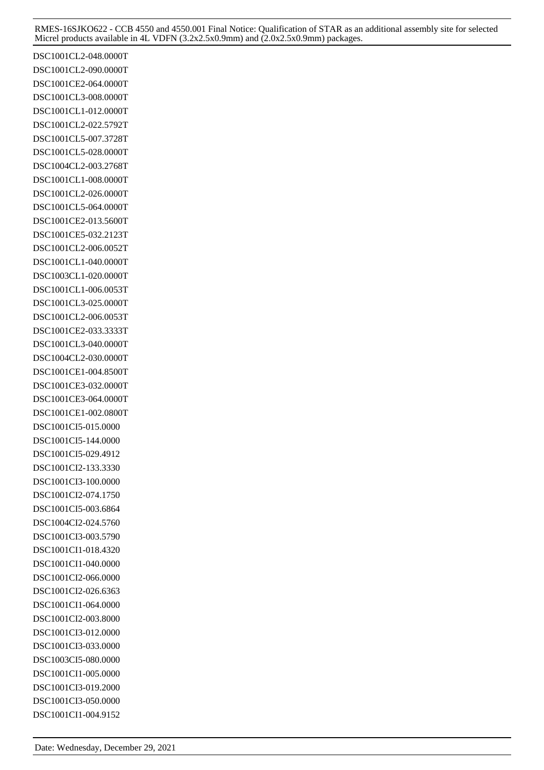DSC1001CL2-048.0000T
DSC1001CL2-090.0000T
DSC1001CE2-064.0000T
DSC1001CL3-008.0000T
DSC1001CL1-012.0000T
DSC1001CL2-022.5792T
DSC1001CL5-007.3728T
DSC1001CL5-028.0000T
DSC1004CL2-003.2768T
DSC1001CL1-008.0000T
DSC1001CL2-026.0000T
DSC1001CL5-064.0000T
DSC1001CE2-013.5600T
DSC1001CE5-032.2123T
DSC1001CL2-006.0052T
DSC1001CL1-040.0000T
DSC1003CL1-020.0000T
DSC1001CL1-006.0053T
DSC1001CL3-025.0000T
DSC1001CL2-006.0053T
DSC1001CE2-033.3333T
DSC1001CL3-040.0000T
DSC1004CL2-030.0000T
DSC1001CE1-004.8500T
DSC1001CE3-032.0000T
DSC1001CE3-064.0000T
DSC1001CE1-002.0800T
DSC1001CI5-015.0000
DSC1001CI5-144.0000
DSC1001CI5-029.4912
DSC1001CI2-133.3330
DSC1001CI3-100.0000
DSC1001CI2-074.1750
DSC1001CI5-003.6864
DSC1004CI2-024.5760
DSC1001CI3-003.5790
DSC1001CI1-018.4320
DSC1001CI1-040.0000
DSC1001CI2-066.0000
DSC1001CI2-026.6363
DSC1001CI1-064.0000
DSC1001CI2-003.8000
DSC1001CI3-012.0000
DSC1001CI3-033.0000
DSC1003CI5-080.0000
DSC1001CI1-005.0000
DSC1001CI3-019.2000
DSC1001CI3-050.0000
DSC1001CI1-004.9152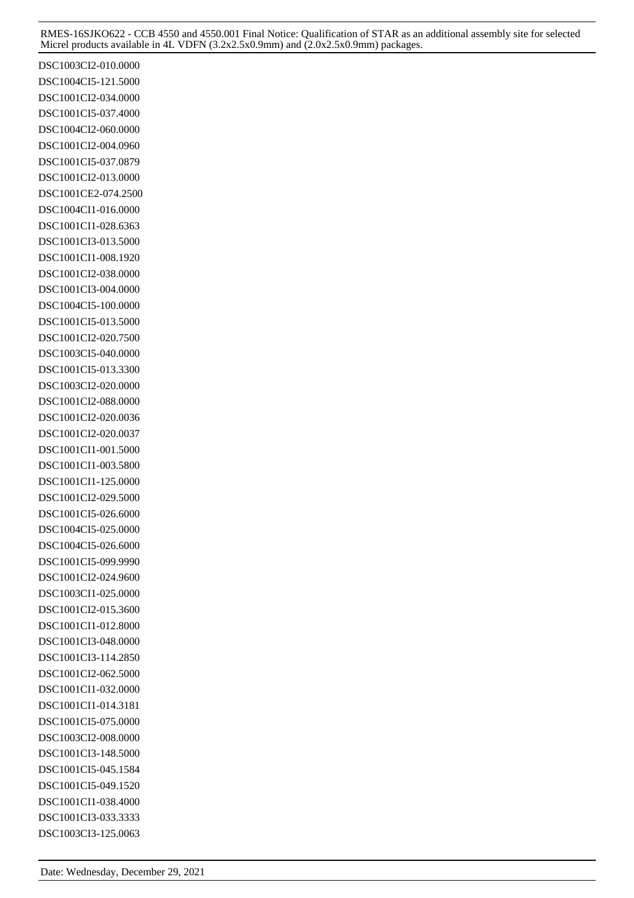DSC1003CI2-010.0000
DSC1004CI5-121.5000
DSC1001CI2-034.0000
DSC1001CI5-037.4000
DSC1004CI2-060.0000
DSC1001CI2-004.0960
DSC1001CI5-037.0879
DSC1001CI2-013.0000
DSC1001CE2-074.2500
DSC1004CI1-016.0000
DSC1001CI1-028.6363
DSC1001CI3-013.5000
DSC1001CI1-008.1920
DSC1001CI2-038.0000
DSC1001CI3-004.0000
DSC1004CI5-100.0000
DSC1001CI5-013.5000
DSC1001CI2-020.7500
DSC1003CI5-040.0000
DSC1001CI5-013.3300
DSC1003CI2-020.0000
DSC1001CI2-088.0000
DSC1001CI2-020.0036
DSC1001CI2-020.0037
DSC1001CI1-001.5000
DSC1001CI1-003.5800
DSC1001CI1-125.0000
DSC1001CI2-029.5000
DSC1001CI5-026.6000
DSC1004CI5-025.0000
DSC1004CI5-026.6000
DSC1001CI5-099.9990
DSC1001CI2-024.9600
DSC1003CI1-025.0000
DSC1001CI2-015.3600
DSC1001CI1-012.8000
DSC1001CI3-048.0000
DSC1001CI3-114.2850
DSC1001CI2-062.5000
DSC1001CI1-032.0000
DSC1001CI1-014.3181
DSC1001CI5-075.0000
DSC1003CI2-008.0000
DSC1001CI3-148.5000
DSC1001CI5-045.1584
DSC1001CI5-049.1520
DSC1001CI1-038.4000
DSC1001CI3-033.3333
DSC1003CI3-125.0063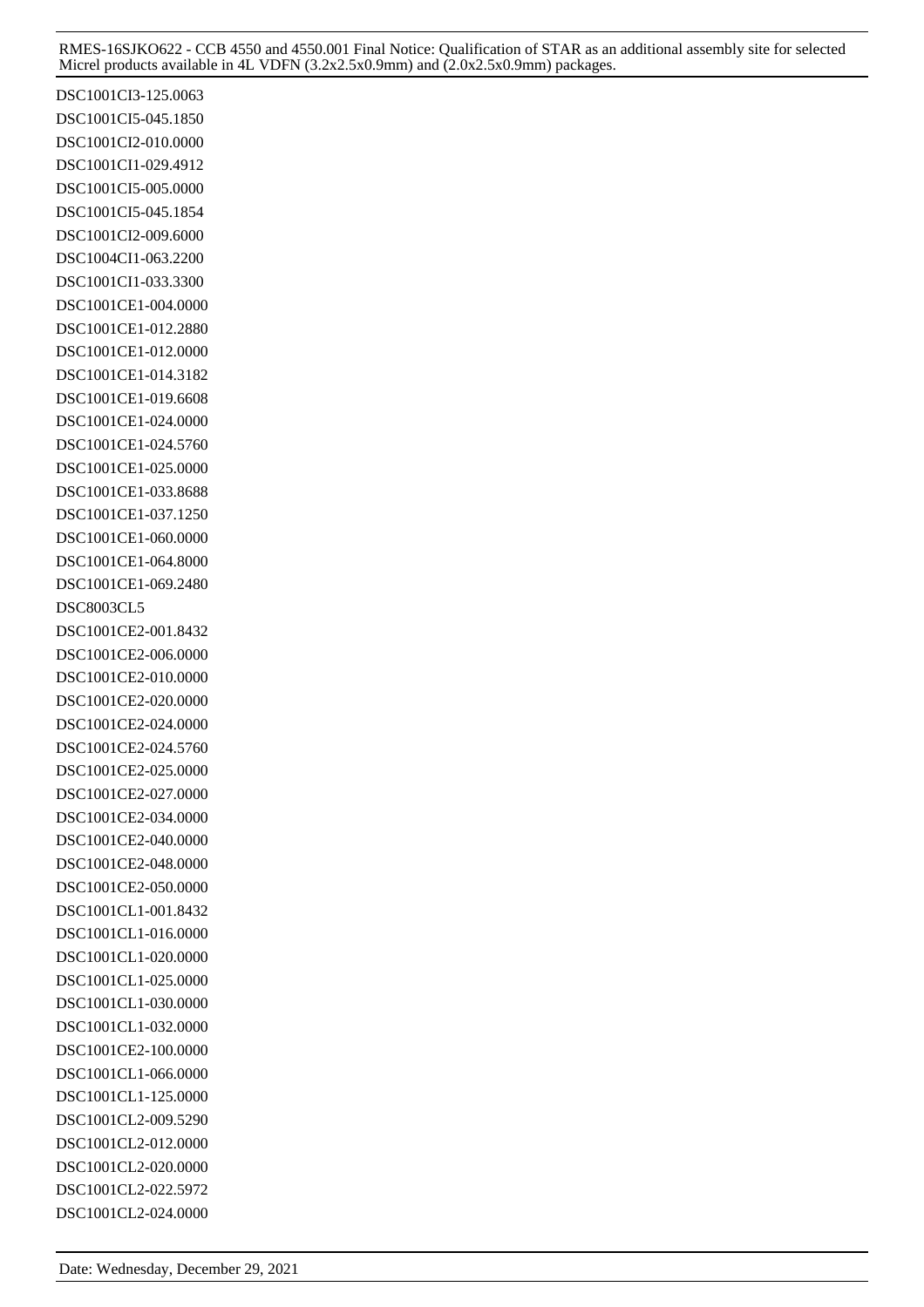DSC1001CI3-125.0063
DSC1001CI5-045.1850
DSC1001CI2-010.0000
DSC1001CI1-029.4912
DSC1001CI5-005.0000
DSC1001CI5-045.1854
DSC1001CI2-009.6000
DSC1004CI1-063.2200
DSC1001CI1-033.3300
DSC1001CE1-004.0000
DSC1001CE1-012.2880
DSC1001CE1-012.0000
DSC1001CE1-014.3182
DSC1001CE1-019.6608
DSC1001CE1-024.0000
DSC1001CE1-024.5760
DSC1001CE1-025.0000
DSC1001CE1-033.8688
DSC1001CE1-037.1250
DSC1001CE1-060.0000
DSC1001CE1-064.8000
DSC1001CE1-069.2480
DSC8003CL5
DSC1001CE2-001.8432
DSC1001CE2-006.0000
DSC1001CE2-010.0000
DSC1001CE2-020.0000
DSC1001CE2-024.0000
DSC1001CE2-024.5760
DSC1001CE2-025.0000
DSC1001CE2-027.0000
DSC1001CE2-034.0000
DSC1001CE2-040.0000
DSC1001CE2-048.0000
DSC1001CE2-050.0000
DSC1001CL1-001.8432
DSC1001CL1-016.0000
DSC1001CL1-020.0000
DSC1001CL1-025.0000
DSC1001CL1-030.0000
DSC1001CL1-032.0000
DSC1001CE2-100.0000
DSC1001CL1-066.0000
DSC1001CL1-125.0000
DSC1001CL2-009.5290
DSC1001CL2-012.0000
DSC1001CL2-020.0000
DSC1001CL2-022.5972
DSC1001CL2-024.0000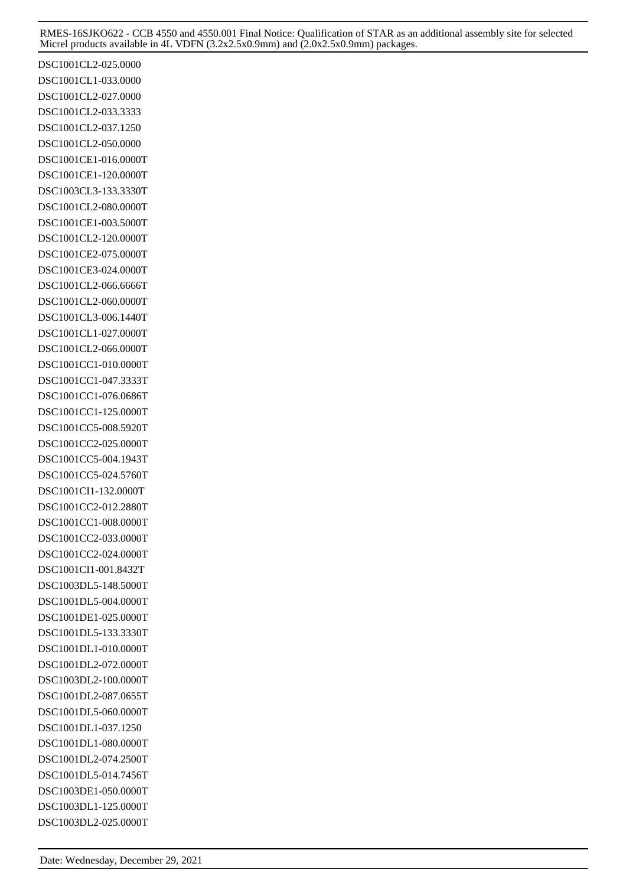DSC1001CL2-025.0000
DSC1001CL1-033.0000
DSC1001CL2-027.0000
DSC1001CL2-033.3333
DSC1001CL2-037.1250
DSC1001CL2-050.0000
DSC1001CE1-016.0000T
DSC1001CE1-120.0000T
DSC1003CL3-133.3330T
DSC1001CL2-080.0000T
DSC1001CE1-003.5000T
DSC1001CL2-120.0000T
DSC1001CE2-075.0000T
DSC1001CE3-024.0000T
DSC1001CL2-066.6666T
DSC1001CL2-060.0000T
DSC1001CL3-006.1440T
DSC1001CL1-027.0000T
DSC1001CL2-066.0000T
DSC1001CC1-010.0000T
DSC1001CC1-047.3333T
DSC1001CC1-076.0686T
DSC1001CC1-125.0000T
DSC1001CC5-008.5920T
DSC1001CC2-025.0000T
DSC1001CC5-004.1943T
DSC1001CC5-024.5760T
DSC1001CI1-132.0000T
DSC1001CC2-012.2880T
DSC1001CC1-008.0000T
DSC1001CC2-033.0000T
DSC1001CC2-024.0000T
DSC1001CI1-001.8432T
DSC1003DL5-148.5000T
DSC1001DL5-004.0000T
DSC1001DE1-025.0000T
DSC1001DL5-133.3330T
DSC1001DL1-010.0000T
DSC1001DL2-072.0000T
DSC1003DL2-100.0000T
DSC1001DL2-087.0655T
DSC1001DL5-060.0000T
DSC1001DL1-037.1250
DSC1001DL1-080.0000T
DSC1001DL2-074.2500T
DSC1001DL5-014.7456T
DSC1003DE1-050.0000T
DSC1003DL1-125.0000T
DSC1003DL2-025.0000T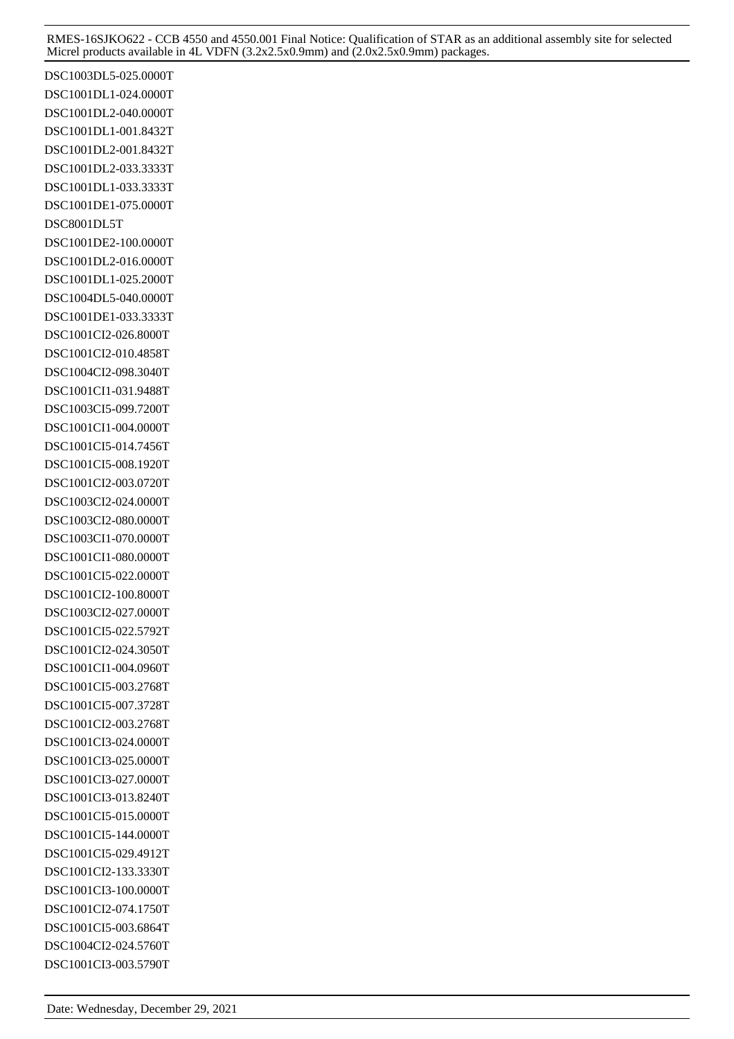DSC1003DL5-025.0000T
DSC1001DL1-024.0000T
DSC1001DL2-040.0000T
DSC1001DL1-001.8432T
DSC1001DL2-001.8432T
DSC1001DL2-033.3333T
DSC1001DL1-033.3333T
DSC1001DE1-075.0000T
DSC8001DL5T
DSC1001DE2-100.0000T
DSC1001DL2-016.0000T
DSC1001DL1-025.2000T
DSC1004DL5-040.0000T
DSC1001DE1-033.3333T
DSC1001CI2-026.8000T
DSC1001CI2-010.4858T
DSC1004CI2-098.3040T
DSC1001CI1-031.9488T
DSC1003CI5-099.7200T
DSC1001CI1-004.0000T
DSC1001CI5-014.7456T
DSC1001CI5-008.1920T
DSC1001CI2-003.0720T
DSC1003CI2-024.0000T
DSC1003CI2-080.0000T
DSC1003CI1-070.0000T
DSC1001CI1-080.0000T
DSC1001CI5-022.0000T
DSC1001CI2-100.8000T
DSC1003CI2-027.0000T
DSC1001CI5-022.5792T
DSC1001CI2-024.3050T
DSC1001CI1-004.0960T
DSC1001CI5-003.2768T
DSC1001CI5-007.3728T
DSC1001CI2-003.2768T
DSC1001CI3-024.0000T
DSC1001CI3-025.0000T
DSC1001CI3-027.0000T
DSC1001CI3-013.8240T
DSC1001CI5-015.0000T
DSC1001CI5-144.0000T
DSC1001CI5-029.4912T
DSC1001CI2-133.3330T
DSC1001CI3-100.0000T
DSC1001CI2-074.1750T
DSC1001CI5-003.6864T
DSC1004CI2-024.5760T
DSC1001CI3-003.5790T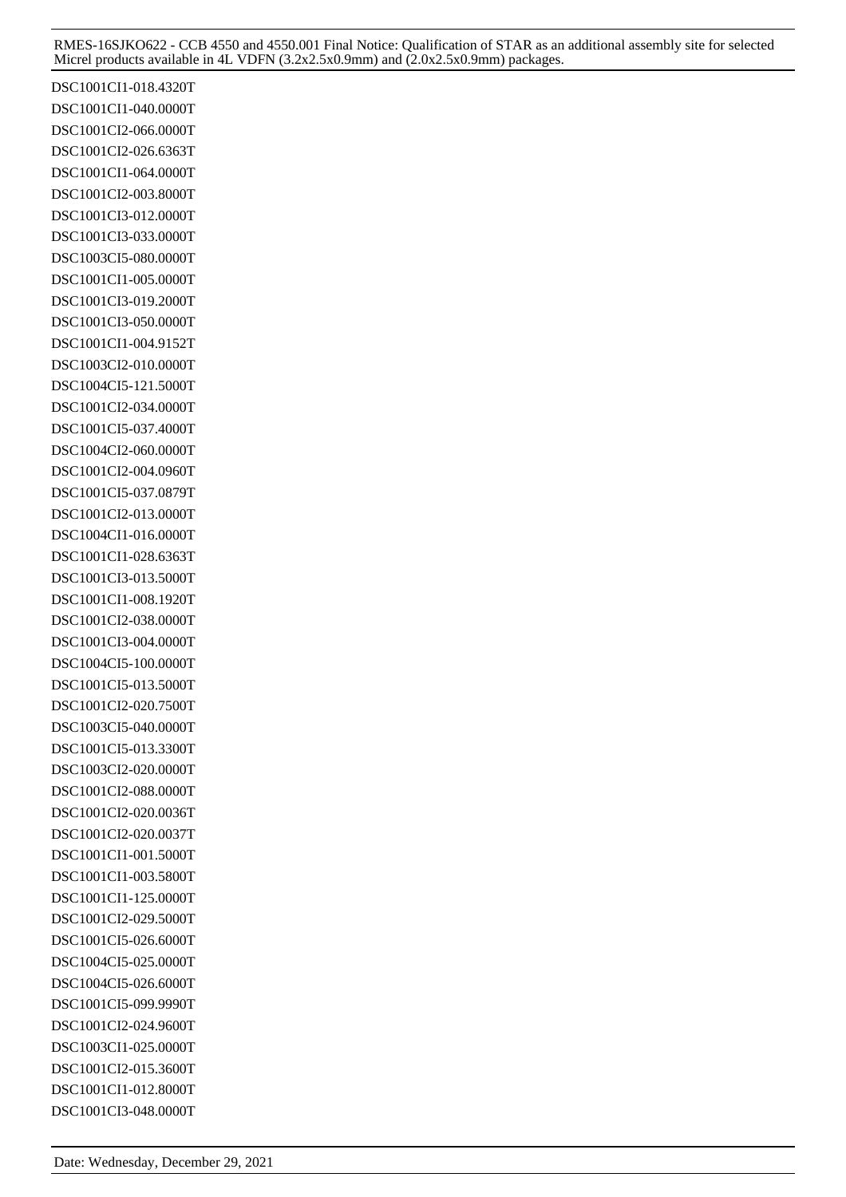DSC1001CI1-018.4320T
DSC1001CI1-040.0000T
DSC1001CI2-066.0000T
DSC1001CI2-026.6363T
DSC1001CI1-064.0000T
DSC1001CI2-003.8000T
DSC1001CI3-012.0000T
DSC1001CI3-033.0000T
DSC1003CI5-080.0000T
DSC1001CI1-005.0000T
DSC1001CI3-019.2000T
DSC1001CI3-050.0000T
DSC1001CI1-004.9152T
DSC1003CI2-010.0000T
DSC1004CI5-121.5000T
DSC1001CI2-034.0000T
DSC1001CI5-037.4000T
DSC1004CI2-060.0000T
DSC1001CI2-004.0960T
DSC1001CI5-037.0879T
DSC1001CI2-013.0000T
DSC1004CI1-016.0000T
DSC1001CI1-028.6363T
DSC1001CI3-013.5000T
DSC1001CI1-008.1920T
DSC1001CI2-038.0000T
DSC1001CI3-004.0000T
DSC1004CI5-100.0000T
DSC1001CI5-013.5000T
DSC1001CI2-020.7500T
DSC1003CI5-040.0000T
DSC1001CI5-013.3300T
DSC1003CI2-020.0000T
DSC1001CI2-088.0000T
DSC1001CI2-020.0036T
DSC1001CI2-020.0037T
DSC1001CI1-001.5000T
DSC1001CI1-003.5800T
DSC1001CI1-125.0000T
DSC1001CI2-029.5000T
DSC1001CI5-026.6000T
DSC1004CI5-025.0000T
DSC1004CI5-026.6000T
DSC1001CI5-099.9990T
DSC1001CI2-024.9600T
DSC1003CI1-025.0000T
DSC1001CI2-015.3600T
DSC1001CI1-012.8000T
DSC1001CI3-048.0000T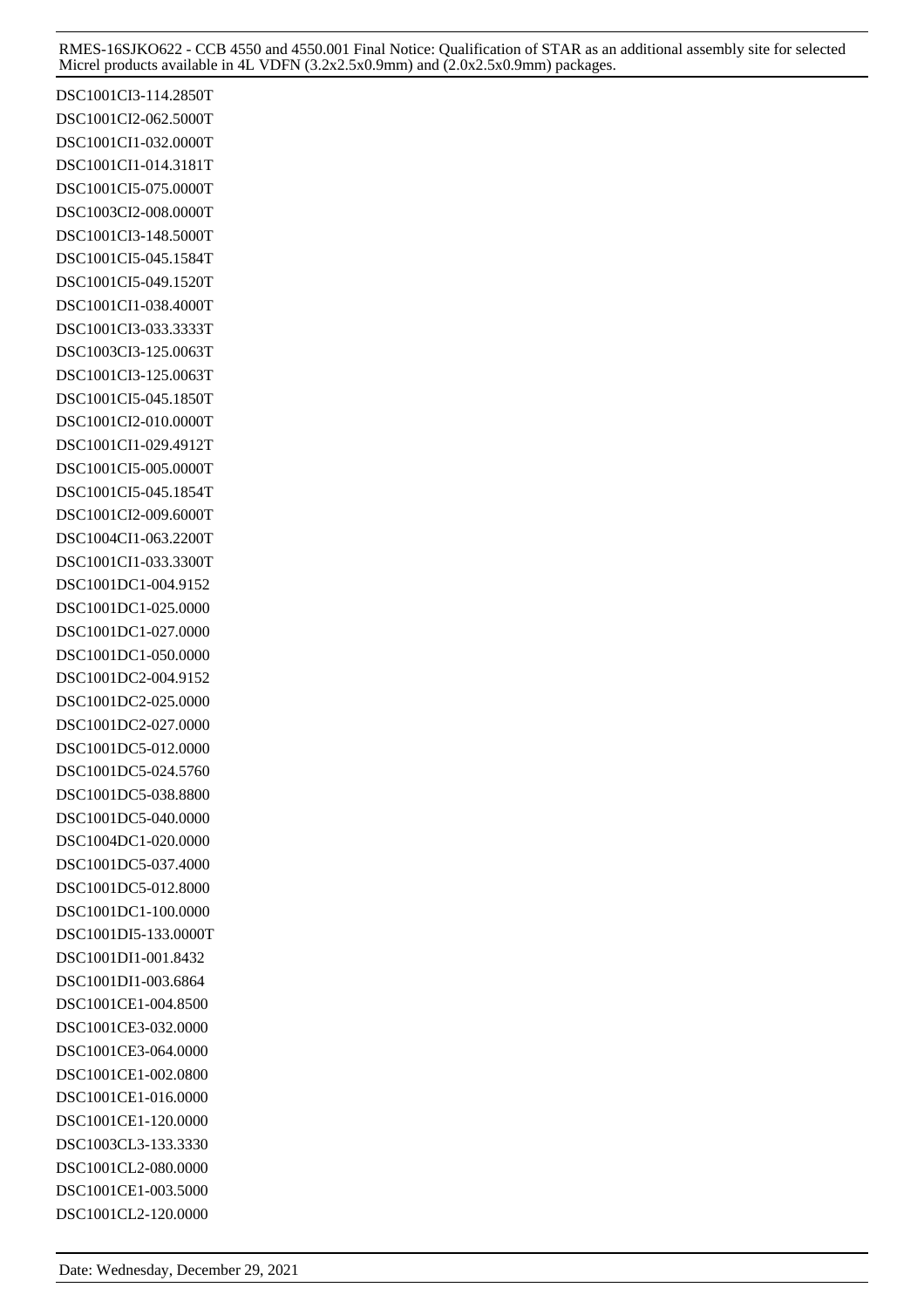DSC1001CI3-114.2850T
DSC1001CI2-062.5000T
DSC1001CI1-032.0000T
DSC1001CI1-014.3181T
DSC1001CI5-075.0000T
DSC1003CI2-008.0000T
DSC1001CI3-148.5000T
DSC1001CI5-045.1584T
DSC1001CI5-049.1520T
DSC1001CI1-038.4000T
DSC1001CI3-033.3333T
DSC1003CI3-125.0063T
DSC1001CI3-125.0063T
DSC1001CI5-045.1850T
DSC1001CI2-010.0000T
DSC1001CI1-029.4912T
DSC1001CI5-005.0000T
DSC1001CI5-045.1854T
DSC1001CI2-009.6000T
DSC1004CI1-063.2200T
DSC1001CI1-033.3300T
DSC1001DC1-004.9152
DSC1001DC1-025.0000
DSC1001DC1-027.0000
DSC1001DC1-050.0000
DSC1001DC2-004.9152
DSC1001DC2-025.0000
DSC1001DC2-027.0000
DSC1001DC5-012.0000
DSC1001DC5-024.5760
DSC1001DC5-038.8800
DSC1001DC5-040.0000
DSC1004DC1-020.0000
DSC1001DC5-037.4000
DSC1001DC5-012.8000
DSC1001DC1-100.0000
DSC1001DI5-133.0000T
DSC1001DI1-001.8432
DSC1001DI1-003.6864
DSC1001CE1-004.8500
DSC1001CE3-032.0000
DSC1001CE3-064.0000
DSC1001CE1-002.0800
DSC1001CE1-016.0000
DSC1001CE1-120.0000
DSC1003CL3-133.3330
DSC1001CL2-080.0000
DSC1001CE1-003.5000
DSC1001CL2-120.0000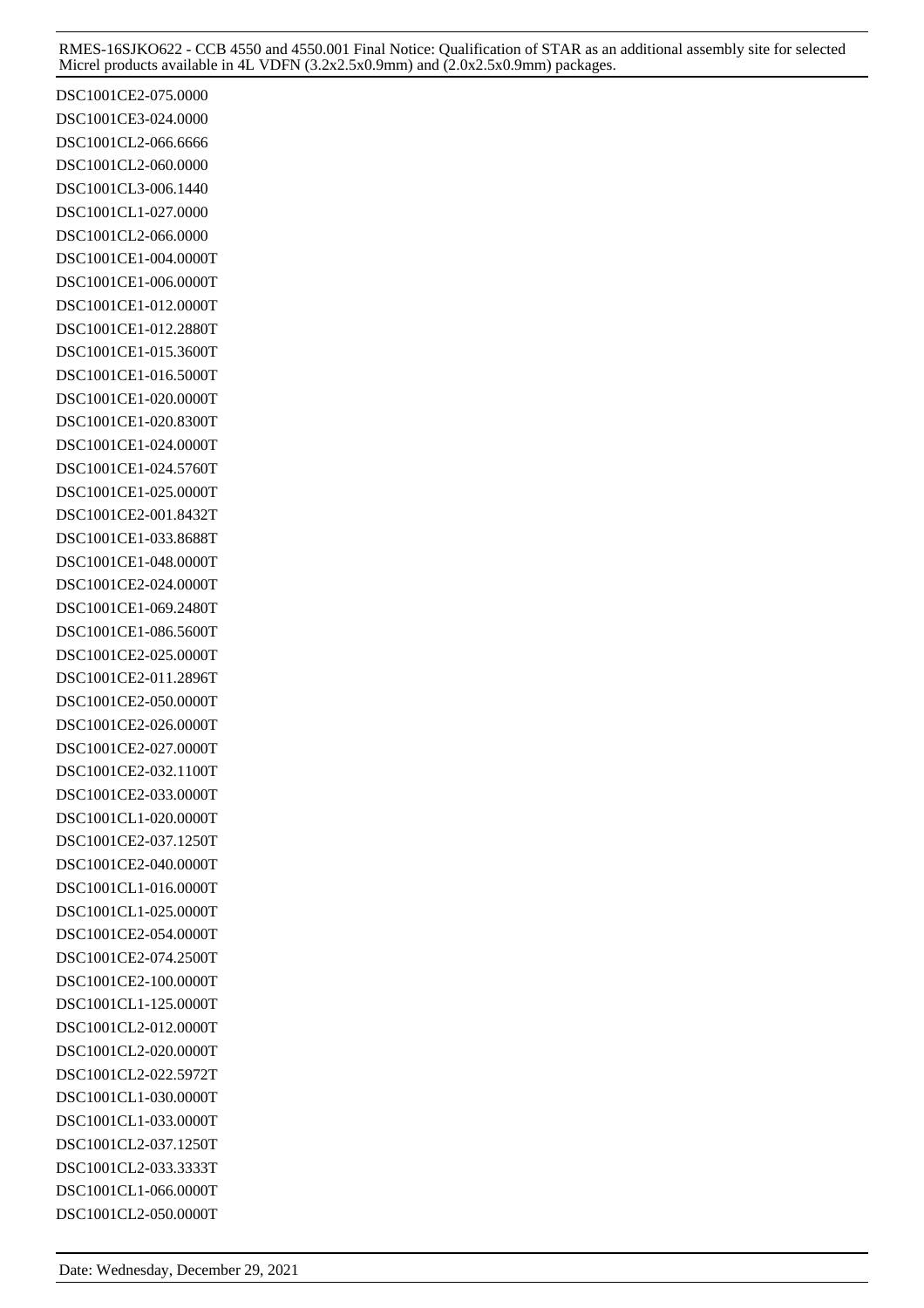DSC1001CE2-075.0000
DSC1001CE3-024.0000
DSC1001CL2-066.6666
DSC1001CL2-060.0000
DSC1001CL3-006.1440
DSC1001CL1-027.0000
DSC1001CL2-066.0000
DSC1001CE1-004.0000T
DSC1001CE1-006.0000T
DSC1001CE1-012.0000T
DSC1001CE1-012.2880T
DSC1001CE1-015.3600T
DSC1001CE1-016.5000T
DSC1001CE1-020.0000T
DSC1001CE1-020.8300T
DSC1001CE1-024.0000T
DSC1001CE1-024.5760T
DSC1001CE1-025.0000T
DSC1001CE2-001.8432T
DSC1001CE1-033.8688T
DSC1001CE1-048.0000T
DSC1001CE2-024.0000T
DSC1001CE1-069.2480T
DSC1001CE1-086.5600T
DSC1001CE2-025.0000T
DSC1001CE2-011.2896T
DSC1001CE2-050.0000T
DSC1001CE2-026.0000T
DSC1001CE2-027.0000T
DSC1001CE2-032.1100T
DSC1001CE2-033.0000T
DSC1001CL1-020.0000T
DSC1001CE2-037.1250T
DSC1001CE2-040.0000T
DSC1001CL1-016.0000T
DSC1001CL1-025.0000T
DSC1001CE2-054.0000T
DSC1001CE2-074.2500T
DSC1001CE2-100.0000T
DSC1001CL1-125.0000T
DSC1001CL2-012.0000T
DSC1001CL2-020.0000T
DSC1001CL2-022.5972T
DSC1001CL1-030.0000T
DSC1001CL1-033.0000T
DSC1001CL2-037.1250T
DSC1001CL2-033.3333T
DSC1001CL1-066.0000T
DSC1001CL2-050.0000T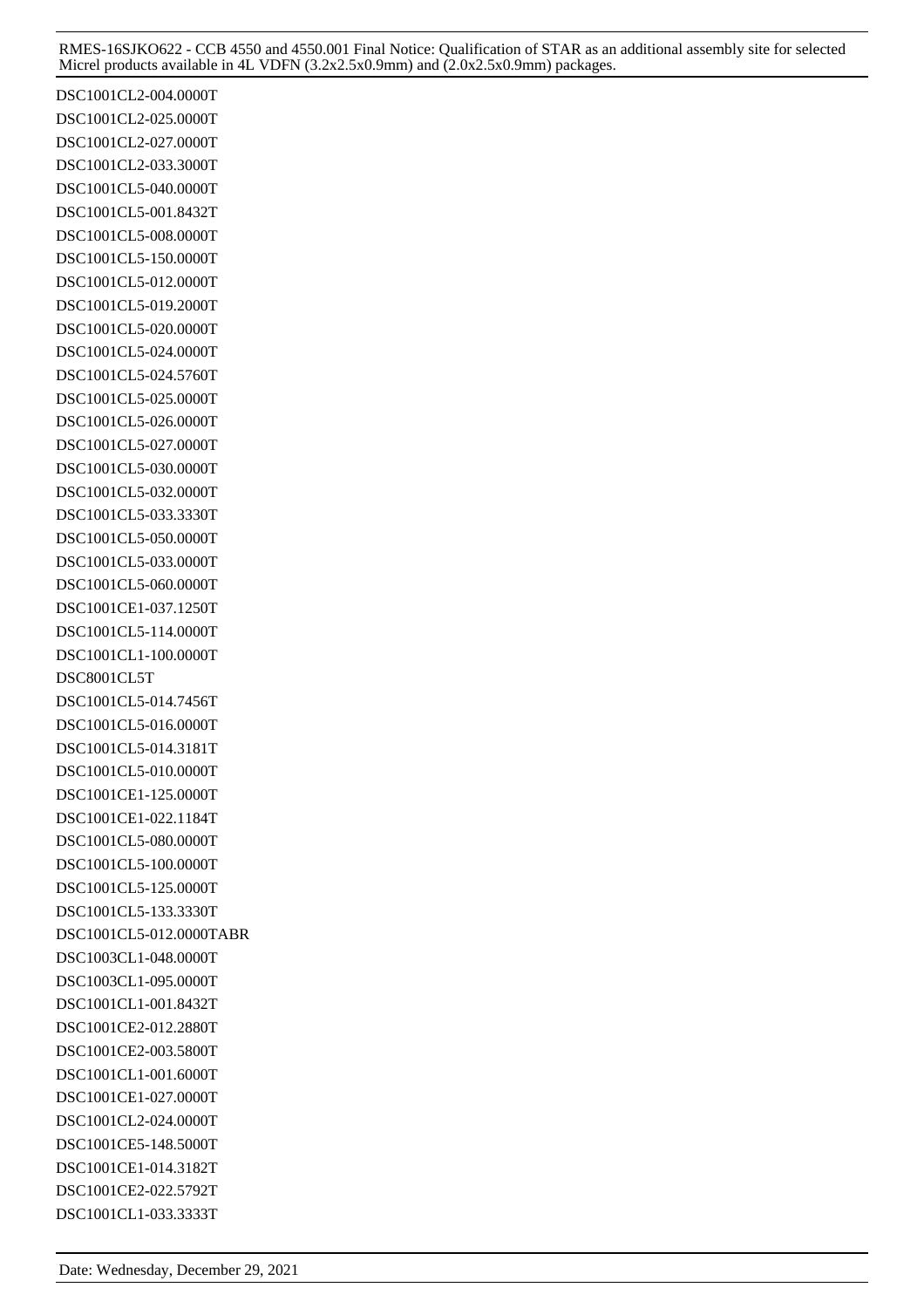DSC1001CL2-004.0000T
DSC1001CL2-025.0000T
DSC1001CL2-027.0000T
DSC1001CL2-033.3000T
DSC1001CL5-040.0000T
DSC1001CL5-001.8432T
DSC1001CL5-008.0000T
DSC1001CL5-150.0000T
DSC1001CL5-012.0000T
DSC1001CL5-019.2000T
DSC1001CL5-020.0000T
DSC1001CL5-024.0000T
DSC1001CL5-024.5760T
DSC1001CL5-025.0000T
DSC1001CL5-026.0000T
DSC1001CL5-027.0000T
DSC1001CL5-030.0000T
DSC1001CL5-032.0000T
DSC1001CL5-033.3330T
DSC1001CL5-050.0000T
DSC1001CL5-033.0000T
DSC1001CL5-060.0000T
DSC1001CE1-037.1250T
DSC1001CL5-114.0000T
DSC1001CL1-100.0000T
DSC8001CL5T
DSC1001CL5-014.7456T
DSC1001CL5-016.0000T
DSC1001CL5-014.3181T
DSC1001CL5-010.0000T
DSC1001CE1-125.0000T
DSC1001CE1-022.1184T
DSC1001CL5-080.0000T
DSC1001CL5-100.0000T
DSC1001CL5-125.0000T
DSC1001CL5-133.3330T
DSC1001CL5-012.0000TABR
DSC1003CL1-048.0000T
DSC1003CL1-095.0000T
DSC1001CL1-001.8432T
DSC1001CE2-012.2880T
DSC1001CE2-003.5800T
DSC1001CL1-001.6000T
DSC1001CE1-027.0000T
DSC1001CL2-024.0000T
DSC1001CE5-148.5000T
DSC1001CE1-014.3182T
DSC1001CE2-022.5792T
DSC1001CL1-033.3333T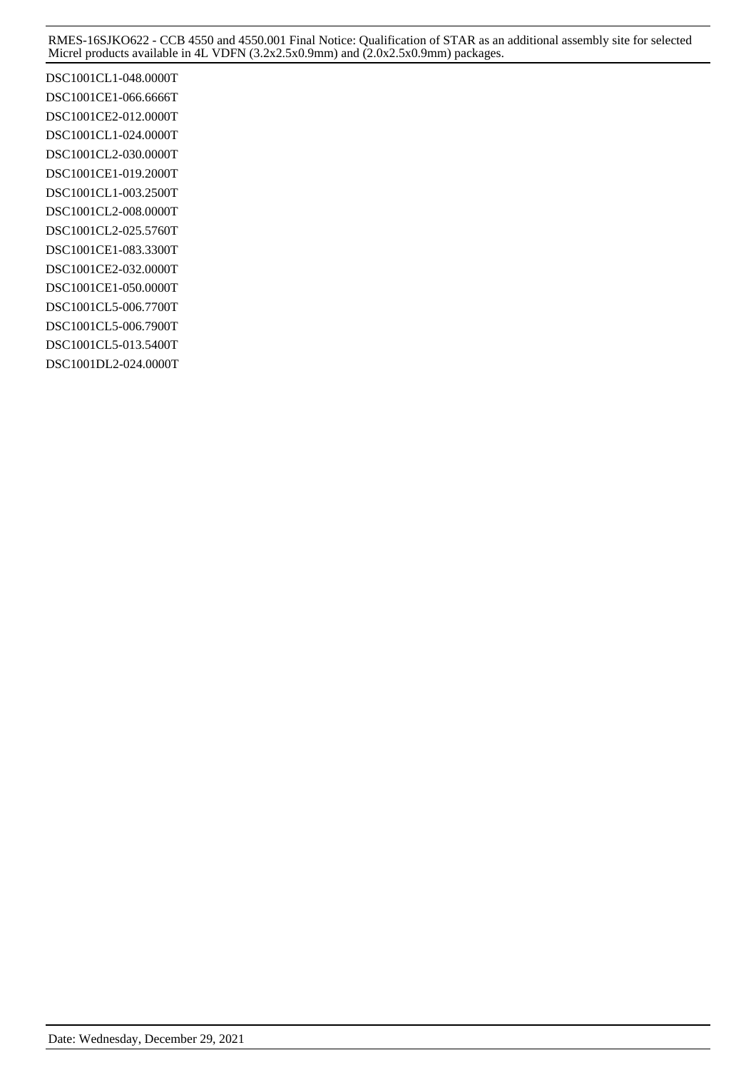DSC1001CL1-048.0000T

DSC1001CE1-066.6666T

DSC1001CE2-012.0000T

DSC1001CL1-024.0000T

DSC1001CL2-030.0000T

DSC1001CE1-019.2000T

DSC1001CL1-003.2500T

DSC1001CL2-008.0000T

DSC1001CL2-025.5760T

DSC1001CE1-083.3300T

DSC1001CE2-032.0000T

DSC1001CE1-050.0000T

DSC1001CL5-006.7700T

DSC1001CL5-006.7900T

DSC1001CL5-013.5400T

DSC1001DL2-024.0000T